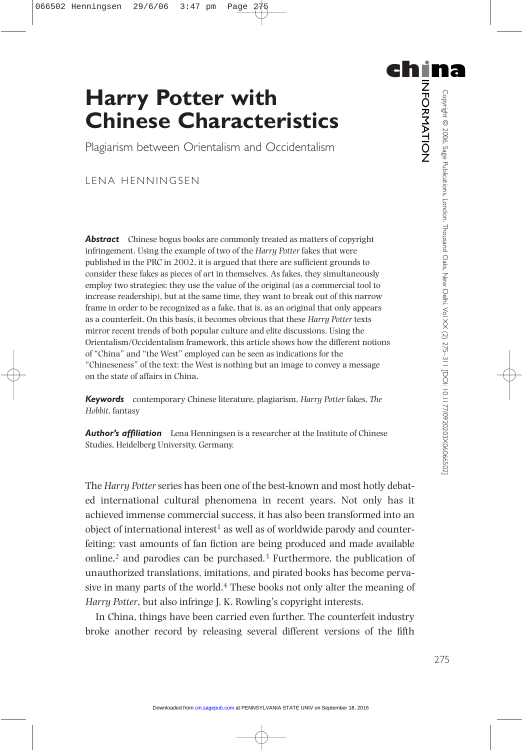# Harry Potter with Chinese Characteristics

## Plagiarism between Orientalism and Occidentalism

LENA HENNINGSEN

***Abstract*** Chinese bogus books are commonly treated as matters of copyright infringement. Using the example of two of the *Harry Potter* fakes that were published in the PRC in 2002, it is argued that there are sufficient grounds to consider these fakes as pieces of art in themselves. As fakes, they simultaneously employ two strategies: they use the value of the original (as a commercial tool to increase readership), but at the same time, they want to break out of this narrow frame in order to be recognized as a fake, that is, as an original that only appears as a counterfeit. On this basis, it becomes obvious that these *Harry Potter* texts mirror recent trends of both popular culture and elite discussions. Using the Orientalism/Occidentalism framework, this article shows how the different notions of "China" and "the West" employed can be seen as indications for the "Chineseness" of the text: the West is nothing but an image to convey a message on the state of affairs in China.

***Keywords*** contemporary Chinese literature, plagiarism, *Harry Potter* fakes, *The Hobbit*, fantasy

***Author's affiliation*** Lena Henningsen is a researcher at the Institute of Chinese Studies, Heidelberg University, Germany.

The *Harry Potter* series has been one of the best-known and most hotly debated international cultural phenomena in recent years. Not only has it achieved immense commercial success, it has also been transformed into an object of international interest[1] as well as of worldwide parody and counterfeiting: vast amounts of fan fiction are being produced and made available online,[2] and parodies can be purchased.[3] Furthermore, the publication of unauthorized translations, imitations, and pirated books has become pervasive in many parts of the world.[4] These books not only alter the meaning of *Harry Potter*, but also infringe J. K. Rowling's copyright interests.

In China, things have been carried even further. The counterfeit industry broke another record by releasing several different versions of the fifth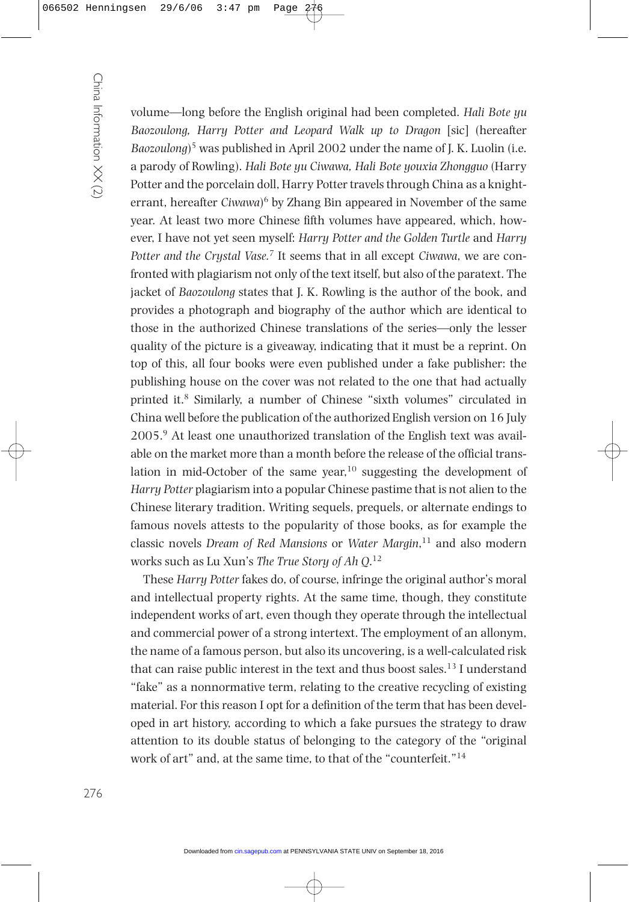volume—long before the English original had been completed. *Hali Bote yu Baozoulong, Harry Potter and Leopard Walk up to Dragon* [sic] (hereafter *Baozoulong*)[5] was published in April 2002 under the name of J. K. Luolin (i.e. a parody of Rowling). *Hali Bote yu Ciwawa, Hali Bote youxia Zhongguo* (Harry Potter and the porcelain doll, Harry Potter travels through China as a knight-errant, hereafter *Ciwawa*)[6] by Zhang Bin appeared in November of the same year. At least two more Chinese fifth volumes have appeared, which, however, I have not yet seen myself: *Harry Potter and the Golden Turtle* and *Harry Potter and the Crystal Vase.*[7] It seems that in all except *Ciwawa*, we are confronted with plagiarism not only of the text itself, but also of the paratext. The jacket of *Baozoulong* states that J. K. Rowling is the author of the book, and provides a photograph and biography of the author which are identical to those in the authorized Chinese translations of the series—only the lesser quality of the picture is a giveaway, indicating that it must be a reprint. On top of this, all four books were even published under a fake publisher: the publishing house on the cover was not related to the one that had actually printed it.[8] Similarly, a number of Chinese "sixth volumes" circulated in China well before the publication of the authorized English version on 16 July 2005.[9] At least one unauthorized translation of the English text was available on the market more than a month before the release of the official translation in mid-October of the same year,[10] suggesting the development of *Harry Potter* plagiarism into a popular Chinese pastime that is not alien to the Chinese literary tradition. Writing sequels, prequels, or alternate endings to famous novels attests to the popularity of those books, as for example the classic novels *Dream of Red Mansions* or *Water Margin*,[11] and also modern works such as Lu Xun's *The True Story of Ah Q*.[12]

These *Harry Potter* fakes do, of course, infringe the original author's moral and intellectual property rights. At the same time, though, they constitute independent works of art, even though they operate through the intellectual and commercial power of a strong intertext. The employment of an allonym, the name of a famous person, but also its uncovering, is a well-calculated risk that can raise public interest in the text and thus boost sales.[13] I understand "fake" as a nonnormative term, relating to the creative recycling of existing material. For this reason I opt for a definition of the term that has been developed in art history, according to which a fake pursues the strategy to draw attention to its double status of belonging to the category of the "original work of art" and, at the same time, to that of the "counterfeit."[14]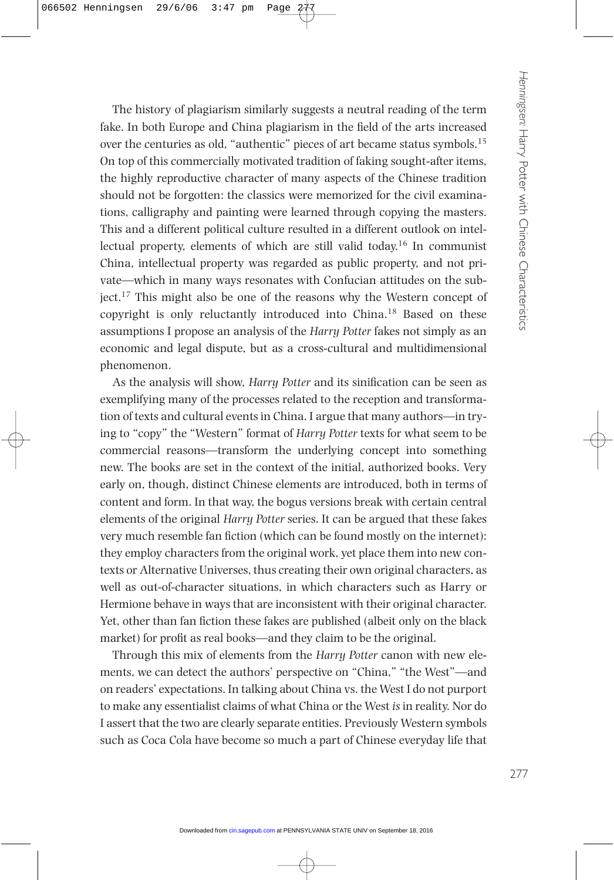The history of plagiarism similarly suggests a neutral reading of the term fake. In both Europe and China plagiarism in the field of the arts increased over the centuries as old, "authentic" pieces of art became status symbols.[15] On top of this commercially motivated tradition of faking sought-after items, the highly reproductive character of many aspects of the Chinese tradition should not be forgotten: the classics were memorized for the civil examinations, calligraphy and painting were learned through copying the masters. This and a different political culture resulted in a different outlook on intellectual property, elements of which are still valid today.[16] In communist China, intellectual property was regarded as public property, and not private—which in many ways resonates with Confucian attitudes on the subject.[17] This might also be one of the reasons why the Western concept of copyright is only reluctantly introduced into China.[18] Based on these assumptions I propose an analysis of the *Harry Potter* fakes not simply as an economic and legal dispute, but as a cross-cultural and multidimensional phenomenon.

As the analysis will show, *Harry Potter* and its sinification can be seen as exemplifying many of the processes related to the reception and transformation of texts and cultural events in China. I argue that many authors—in trying to "copy" the "Western" format of *Harry Potter* texts for what seem to be commercial reasons—transform the underlying concept into something new. The books are set in the context of the initial, authorized books. Very early on, though, distinct Chinese elements are introduced, both in terms of content and form. In that way, the bogus versions break with certain central elements of the original *Harry Potter* series. It can be argued that these fakes very much resemble fan fiction (which can be found mostly on the internet): they employ characters from the original work, yet place them into new contexts or Alternative Universes, thus creating their own original characters, as well as out-of-character situations, in which characters such as Harry or Hermione behave in ways that are inconsistent with their original character. Yet, other than fan fiction these fakes are published (albeit only on the black market) for profit as real books—and they claim to be the original.

Through this mix of elements from the *Harry Potter* canon with new elements, we can detect the authors' perspective on "China," "the West"—and on readers' expectations. In talking about China vs. the West I do not purport to make any essentialist claims of what China or the West *is* in reality. Nor do I assert that the two are clearly separate entities. Previously Western symbols such as Coca Cola have become so much a part of Chinese everyday life that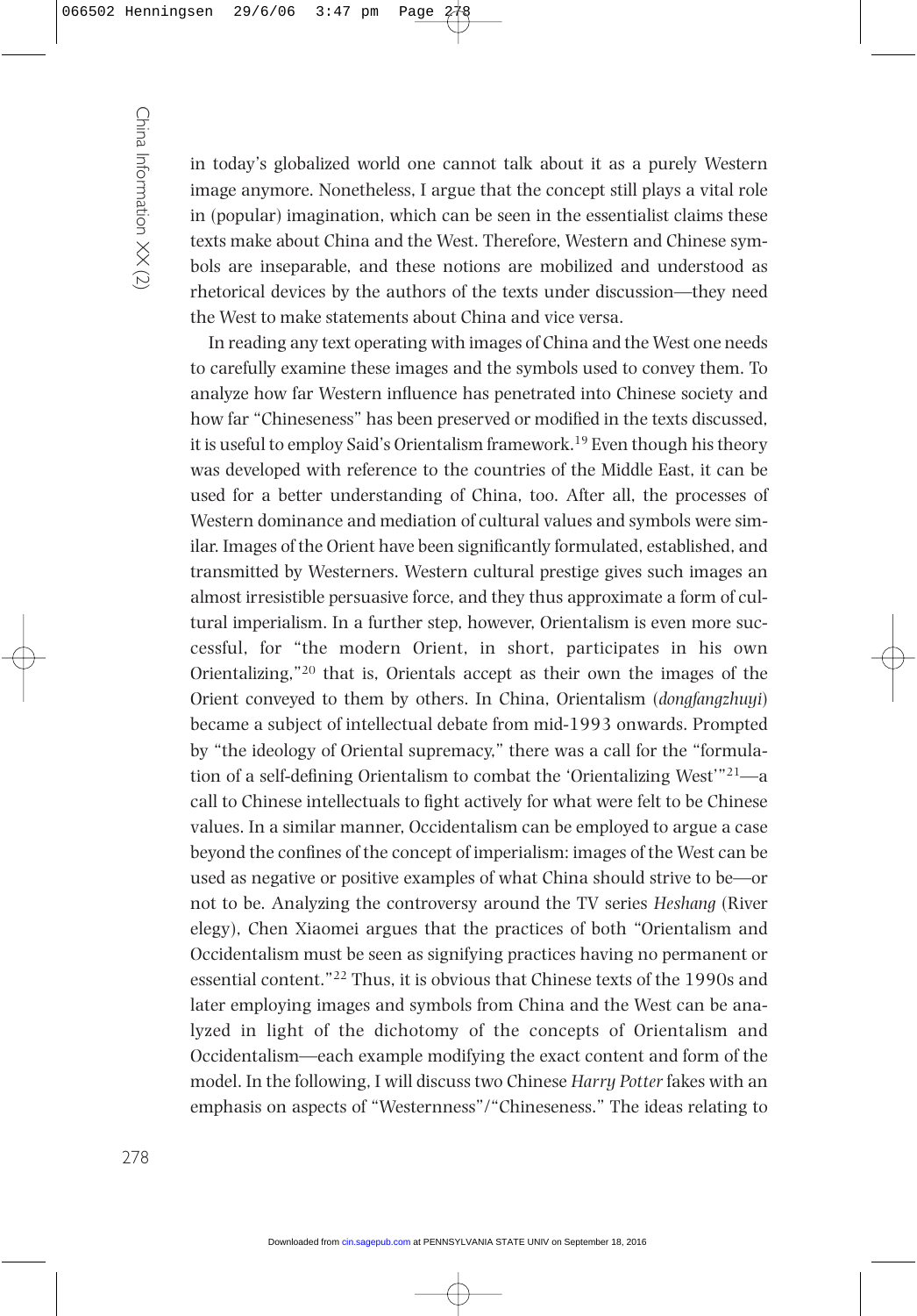in today's globalized world one cannot talk about it as a purely Western image anymore. Nonetheless, I argue that the concept still plays a vital role in (popular) imagination, which can be seen in the essentialist claims these texts make about China and the West. Therefore, Western and Chinese symbols are inseparable, and these notions are mobilized and understood as rhetorical devices by the authors of the texts under discussion—they need the West to make statements about China and vice versa.

In reading any text operating with images of China and the West one needs to carefully examine these images and the symbols used to convey them. To analyze how far Western influence has penetrated into Chinese society and how far "Chineseness" has been preserved or modified in the texts discussed, it is useful to employ Said's Orientalism framework.[19] Even though his theory was developed with reference to the countries of the Middle East, it can be used for a better understanding of China, too. After all, the processes of Western dominance and mediation of cultural values and symbols were similar. Images of the Orient have been significantly formulated, established, and transmitted by Westerners. Western cultural prestige gives such images an almost irresistible persuasive force, and they thus approximate a form of cultural imperialism. In a further step, however, Orientalism is even more successful, for "the modern Orient, in short, participates in his own Orientalizing,"[20] that is, Orientals accept as their own the images of the Orient conveyed to them by others. In China, Orientalism (*dongfangzhuyi*) became a subject of intellectual debate from mid-1993 onwards. Prompted by "the ideology of Oriental supremacy," there was a call for the "formulation of a self-defining Orientalism to combat the 'Orientalizing West'"[21]—a call to Chinese intellectuals to fight actively for what were felt to be Chinese values. In a similar manner, Occidentalism can be employed to argue a case beyond the confines of the concept of imperialism: images of the West can be used as negative or positive examples of what China should strive to be—or not to be. Analyzing the controversy around the TV series *Heshang* (River elegy), Chen Xiaomei argues that the practices of both "Orientalism and Occidentalism must be seen as signifying practices having no permanent or essential content."[22] Thus, it is obvious that Chinese texts of the 1990s and later employing images and symbols from China and the West can be analyzed in light of the dichotomy of the concepts of Orientalism and Occidentalism—each example modifying the exact content and form of the model. In the following, I will discuss two Chinese *Harry Potter* fakes with an emphasis on aspects of "Westernness"/"Chineseness." The ideas relating to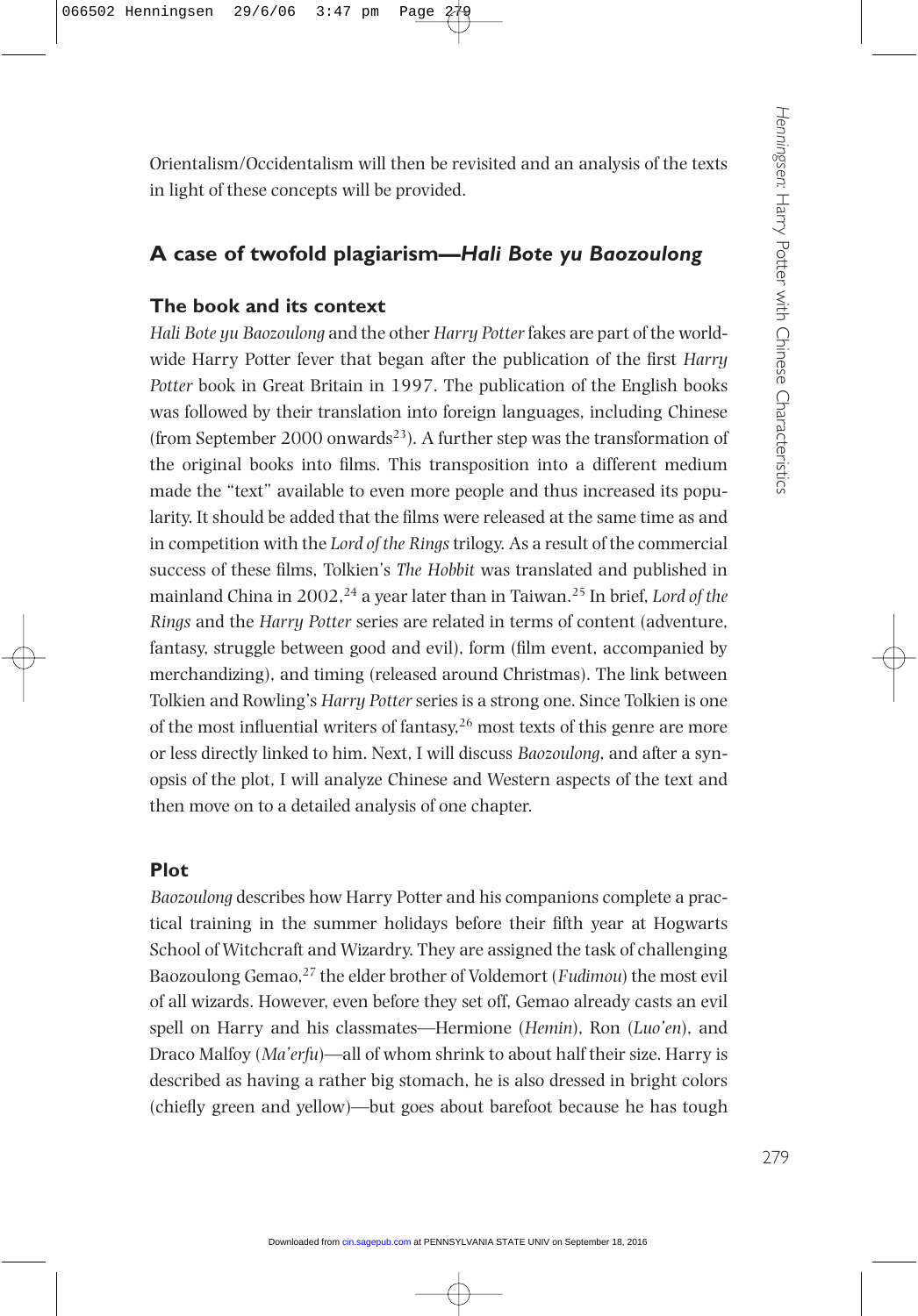Orientalism/Occidentalism will then be revisited and an analysis of the texts in light of these concepts will be provided.

## A case of twofold plagiarism—*Hali Bote yu Baozoulong*

### The book and its context

*Hali Bote yu Baozoulong* and the other *Harry Potter* fakes are part of the worldwide Harry Potter fever that began after the publication of the first *Harry Potter* book in Great Britain in 1997. The publication of the English books was followed by their translation into foreign languages, including Chinese (from September 2000 onwards[23]). A further step was the transformation of the original books into films. This transposition into a different medium made the "text" available to even more people and thus increased its popularity. It should be added that the films were released at the same time as and in competition with the *Lord of the Rings* trilogy. As a result of the commercial success of these films, Tolkien's *The Hobbit* was translated and published in mainland China in 2002,[24] a year later than in Taiwan.[25] In brief, *Lord of the Rings* and the *Harry Potter* series are related in terms of content (adventure, fantasy, struggle between good and evil), form (film event, accompanied by merchandizing), and timing (released around Christmas). The link between Tolkien and Rowling's *Harry Potter* series is a strong one. Since Tolkien is one of the most influential writers of fantasy,[26] most texts of this genre are more or less directly linked to him. Next, I will discuss *Baozoulong*, and after a synopsis of the plot, I will analyze Chinese and Western aspects of the text and then move on to a detailed analysis of one chapter.

### Plot

*Baozoulong* describes how Harry Potter and his companions complete a practical training in the summer holidays before their fifth year at Hogwarts School of Witchcraft and Wizardry. They are assigned the task of challenging Baozoulong Gemao,[27] the elder brother of Voldemort (*Fudimou*) the most evil of all wizards. However, even before they set off, Gemao already casts an evil spell on Harry and his classmates—Hermione (*Hemin*), Ron (*Luo'en*), and Draco Malfoy (*Ma'erfu*)—all of whom shrink to about half their size. Harry is described as having a rather big stomach, he is also dressed in bright colors (chiefly green and yellow)—but goes about barefoot because he has tough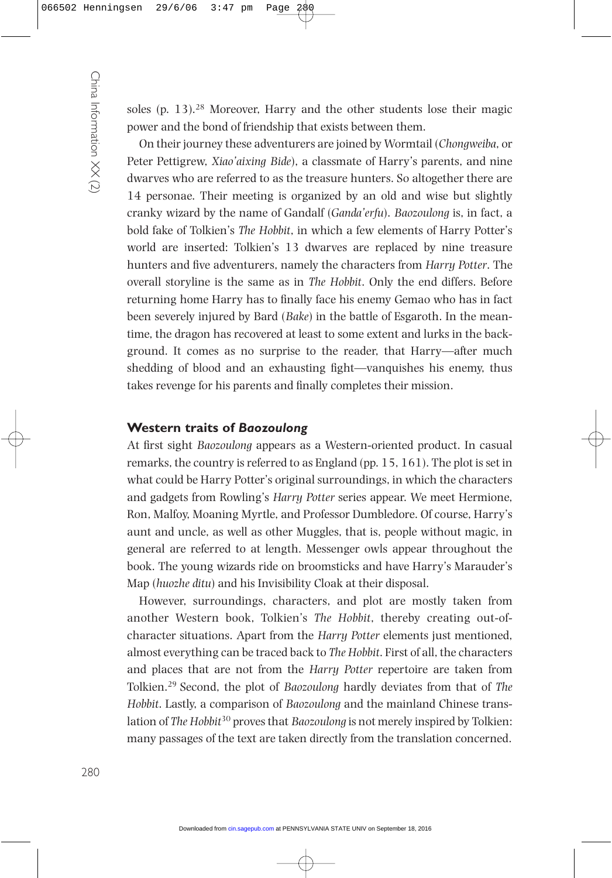soles (p. 13).[28] Moreover, Harry and the other students lose their magic power and the bond of friendship that exists between them.

On their journey these adventurers are joined by Wormtail (*Chongweiba*, or Peter Pettigrew, *Xiao'aixing Bide*), a classmate of Harry's parents, and nine dwarves who are referred to as the treasure hunters. So altogether there are 14 personae. Their meeting is organized by an old and wise but slightly cranky wizard by the name of Gandalf (*Ganda'erfu*). *Baozoulong* is, in fact, a bold fake of Tolkien's *The Hobbit*, in which a few elements of Harry Potter's world are inserted: Tolkien's 13 dwarves are replaced by nine treasure hunters and five adventurers, namely the characters from *Harry Potter*. The overall storyline is the same as in *The Hobbit*. Only the end differs. Before returning home Harry has to finally face his enemy Gemao who has in fact been severely injured by Bard (*Bake*) in the battle of Esgaroth. In the meantime, the dragon has recovered at least to some extent and lurks in the background. It comes as no surprise to the reader, that Harry—after much shedding of blood and an exhausting fight—vanquishes his enemy, thus takes revenge for his parents and finally completes their mission.

## Western traits of *Baozoulong*

At first sight *Baozoulong* appears as a Western-oriented product. In casual remarks, the country is referred to as England (pp. 15, 161). The plot is set in what could be Harry Potter's original surroundings, in which the characters and gadgets from Rowling's *Harry Potter* series appear. We meet Hermione, Ron, Malfoy, Moaning Myrtle, and Professor Dumbledore. Of course, Harry's aunt and uncle, as well as other Muggles, that is, people without magic, in general are referred to at length. Messenger owls appear throughout the book. The young wizards ride on broomsticks and have Harry's Marauder's Map (*huozhe ditu*) and his Invisibility Cloak at their disposal.

However, surroundings, characters, and plot are mostly taken from another Western book, Tolkien's *The Hobbit*, thereby creating out-of-character situations. Apart from the *Harry Potter* elements just mentioned, almost everything can be traced back to *The Hobbit*. First of all, the characters and places that are not from the *Harry Potter* repertoire are taken from Tolkien.[29] Second, the plot of *Baozoulong* hardly deviates from that of *The Hobbit*. Lastly, a comparison of *Baozoulong* and the mainland Chinese translation of *The Hobbit*[30] proves that *Baozoulong* is not merely inspired by Tolkien: many passages of the text are taken directly from the translation concerned.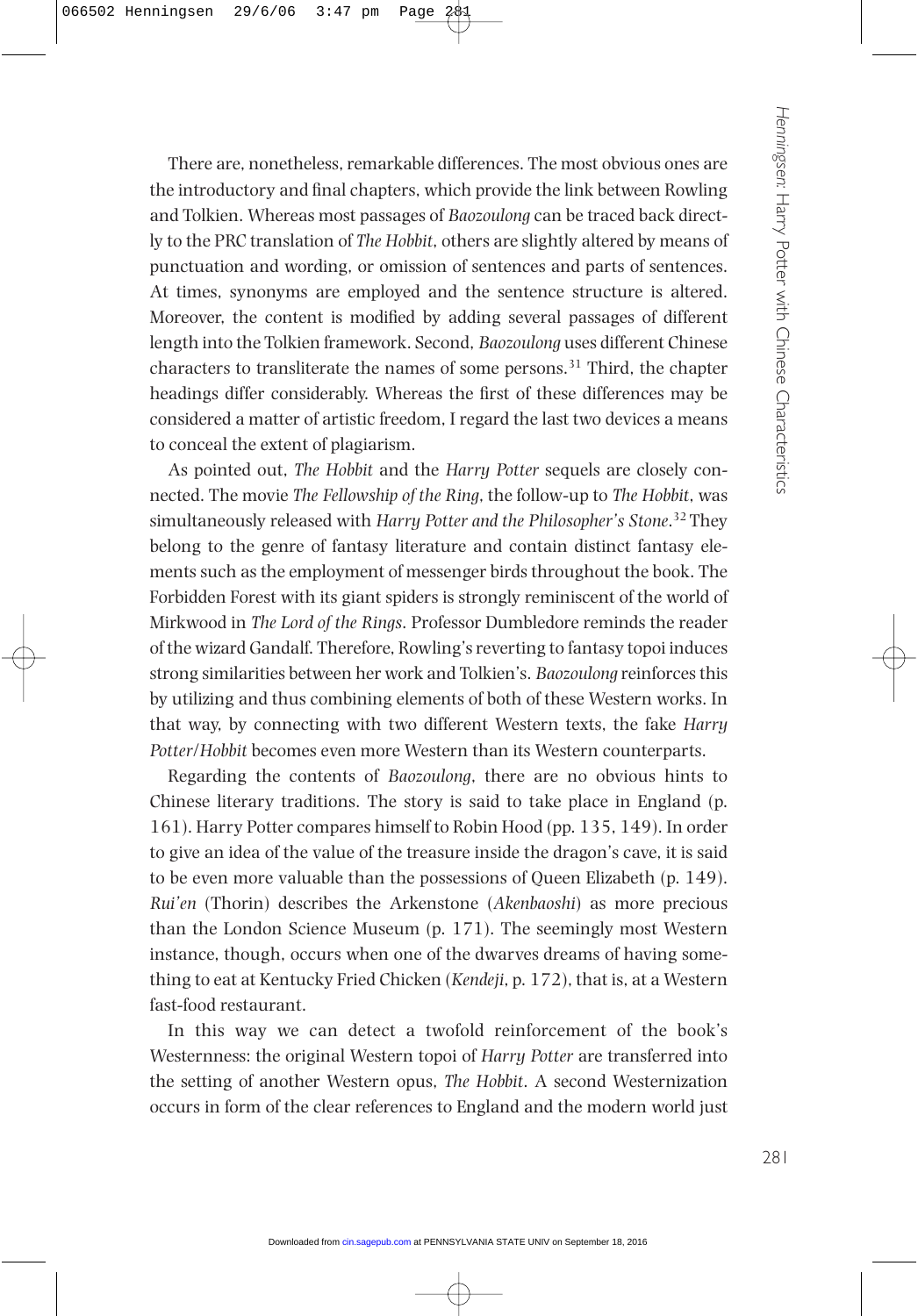There are, nonetheless, remarkable differences. The most obvious ones are the introductory and final chapters, which provide the link between Rowling and Tolkien. Whereas most passages of *Baozoulong* can be traced back directly to the PRC translation of *The Hobbit*, others are slightly altered by means of punctuation and wording, or omission of sentences and parts of sentences. At times, synonyms are employed and the sentence structure is altered. Moreover, the content is modified by adding several passages of different length into the Tolkien framework. Second, *Baozoulong* uses different Chinese characters to transliterate the names of some persons.[31] Third, the chapter headings differ considerably. Whereas the first of these differences may be considered a matter of artistic freedom, I regard the last two devices a means to conceal the extent of plagiarism.

As pointed out, *The Hobbit* and the *Harry Potter* sequels are closely connected. The movie *The Fellowship of the Ring*, the follow-up to *The Hobbit*, was simultaneously released with *Harry Potter and the Philosopher's Stone*.[32] They belong to the genre of fantasy literature and contain distinct fantasy elements such as the employment of messenger birds throughout the book. The Forbidden Forest with its giant spiders is strongly reminiscent of the world of Mirkwood in *The Lord of the Rings*. Professor Dumbledore reminds the reader of the wizard Gandalf. Therefore, Rowling's reverting to fantasy topoi induces strong similarities between her work and Tolkien's. *Baozoulong* reinforces this by utilizing and thus combining elements of both of these Western works. In that way, by connecting with two different Western texts, the fake *Harry Potter/Hobbit* becomes even more Western than its Western counterparts.

Regarding the contents of *Baozoulong*, there are no obvious hints to Chinese literary traditions. The story is said to take place in England (p. 161). Harry Potter compares himself to Robin Hood (pp. 135, 149). In order to give an idea of the value of the treasure inside the dragon's cave, it is said to be even more valuable than the possessions of Queen Elizabeth (p. 149). *Rui'en* (Thorin) describes the Arkenstone (*Akenbaoshi*) as more precious than the London Science Museum (p. 171). The seemingly most Western instance, though, occurs when one of the dwarves dreams of having something to eat at Kentucky Fried Chicken (*Kendeji*, p. 172), that is, at a Western fast-food restaurant.

In this way we can detect a twofold reinforcement of the book's Westernness: the original Western topoi of *Harry Potter* are transferred into the setting of another Western opus, *The Hobbit*. A second Westernization occurs in form of the clear references to England and the modern world just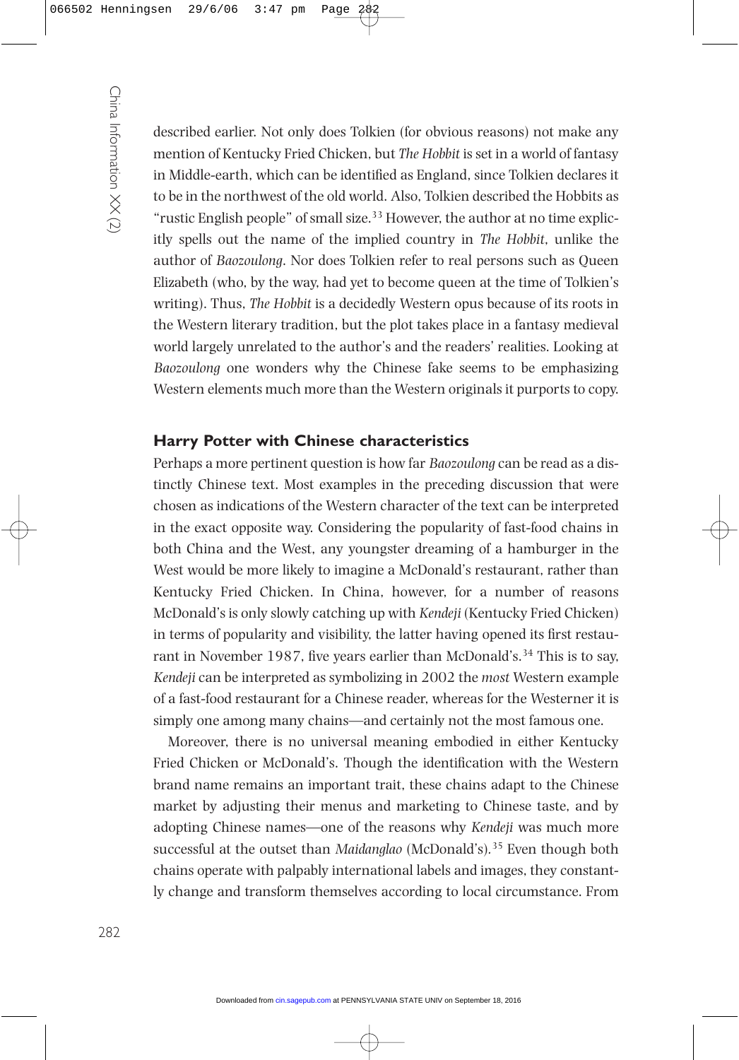described earlier. Not only does Tolkien (for obvious reasons) not make any mention of Kentucky Fried Chicken, but *The Hobbit* is set in a world of fantasy in Middle-earth, which can be identified as England, since Tolkien declares it to be in the northwest of the old world. Also, Tolkien described the Hobbits as "rustic English people" of small size.[33] However, the author at no time explicitly spells out the name of the implied country in *The Hobbit*, unlike the author of *Baozoulong*. Nor does Tolkien refer to real persons such as Queen Elizabeth (who, by the way, had yet to become queen at the time of Tolkien's writing). Thus, *The Hobbit* is a decidedly Western opus because of its roots in the Western literary tradition, but the plot takes place in a fantasy medieval world largely unrelated to the author's and the readers' realities. Looking at *Baozoulong* one wonders why the Chinese fake seems to be emphasizing Western elements much more than the Western originals it purports to copy.

## Harry Potter with Chinese characteristics

Perhaps a more pertinent question is how far *Baozoulong* can be read as a distinctly Chinese text. Most examples in the preceding discussion that were chosen as indications of the Western character of the text can be interpreted in the exact opposite way. Considering the popularity of fast-food chains in both China and the West, any youngster dreaming of a hamburger in the West would be more likely to imagine a McDonald's restaurant, rather than Kentucky Fried Chicken. In China, however, for a number of reasons McDonald's is only slowly catching up with *Kendeji* (Kentucky Fried Chicken) in terms of popularity and visibility, the latter having opened its first restaurant in November 1987, five years earlier than McDonald's.[34] This is to say, *Kendeji* can be interpreted as symbolizing in 2002 the *most* Western example of a fast-food restaurant for a Chinese reader, whereas for the Westerner it is simply one among many chains—and certainly not the most famous one.

Moreover, there is no universal meaning embodied in either Kentucky Fried Chicken or McDonald's. Though the identification with the Western brand name remains an important trait, these chains adapt to the Chinese market by adjusting their menus and marketing to Chinese taste, and by adopting Chinese names—one of the reasons why *Kendeji* was much more successful at the outset than *Maidanglao* (McDonald's).[35] Even though both chains operate with palpably international labels and images, they constantly change and transform themselves according to local circumstance. From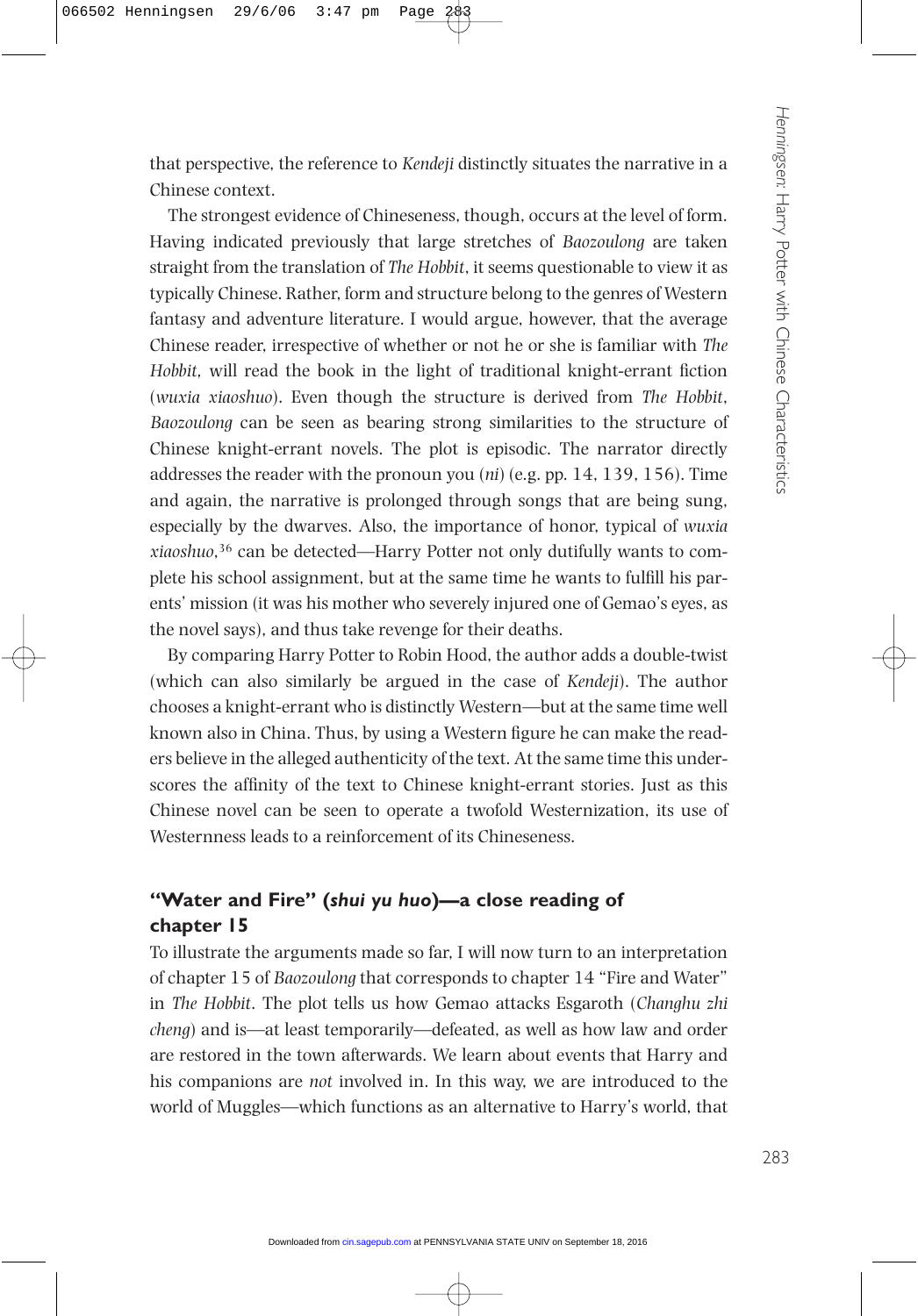that perspective, the reference to *Kendeji* distinctly situates the narrative in a Chinese context.

The strongest evidence of Chineseness, though, occurs at the level of form. Having indicated previously that large stretches of *Baozoulong* are taken straight from the translation of *The Hobbit*, it seems questionable to view it as typically Chinese. Rather, form and structure belong to the genres of Western fantasy and adventure literature. I would argue, however, that the average Chinese reader, irrespective of whether or not he or she is familiar with *The Hobbit,* will read the book in the light of traditional knight-errant fiction (*wuxia xiaoshuo*). Even though the structure is derived from *The Hobbit*, *Baozoulong* can be seen as bearing strong similarities to the structure of Chinese knight-errant novels. The plot is episodic. The narrator directly addresses the reader with the pronoun you (*ni*) (e.g. pp. 14, 139, 156). Time and again, the narrative is prolonged through songs that are being sung, especially by the dwarves. Also, the importance of honor, typical of *wuxia xiaoshuo*,[36] can be detected—Harry Potter not only dutifully wants to complete his school assignment, but at the same time he wants to fulfill his parents' mission (it was his mother who severely injured one of Gemao's eyes, as the novel says), and thus take revenge for their deaths.

By comparing Harry Potter to Robin Hood, the author adds a double-twist (which can also similarly be argued in the case of *Kendeji*). The author chooses a knight-errant who is distinctly Western—but at the same time well known also in China. Thus, by using a Western figure he can make the readers believe in the alleged authenticity of the text. At the same time this underscores the affinity of the text to Chinese knight-errant stories. Just as this Chinese novel can be seen to operate a twofold Westernization, its use of Westernness leads to a reinforcement of its Chineseness.

## "Water and Fire" (*shui yu huo*)—a close reading of chapter 15

To illustrate the arguments made so far, I will now turn to an interpretation of chapter 15 of *Baozoulong* that corresponds to chapter 14 "Fire and Water" in *The Hobbit*. The plot tells us how Gemao attacks Esgaroth (*Changhu zhi cheng*) and is—at least temporarily—defeated, as well as how law and order are restored in the town afterwards. We learn about events that Harry and his companions are *not* involved in. In this way, we are introduced to the world of Muggles—which functions as an alternative to Harry's world, that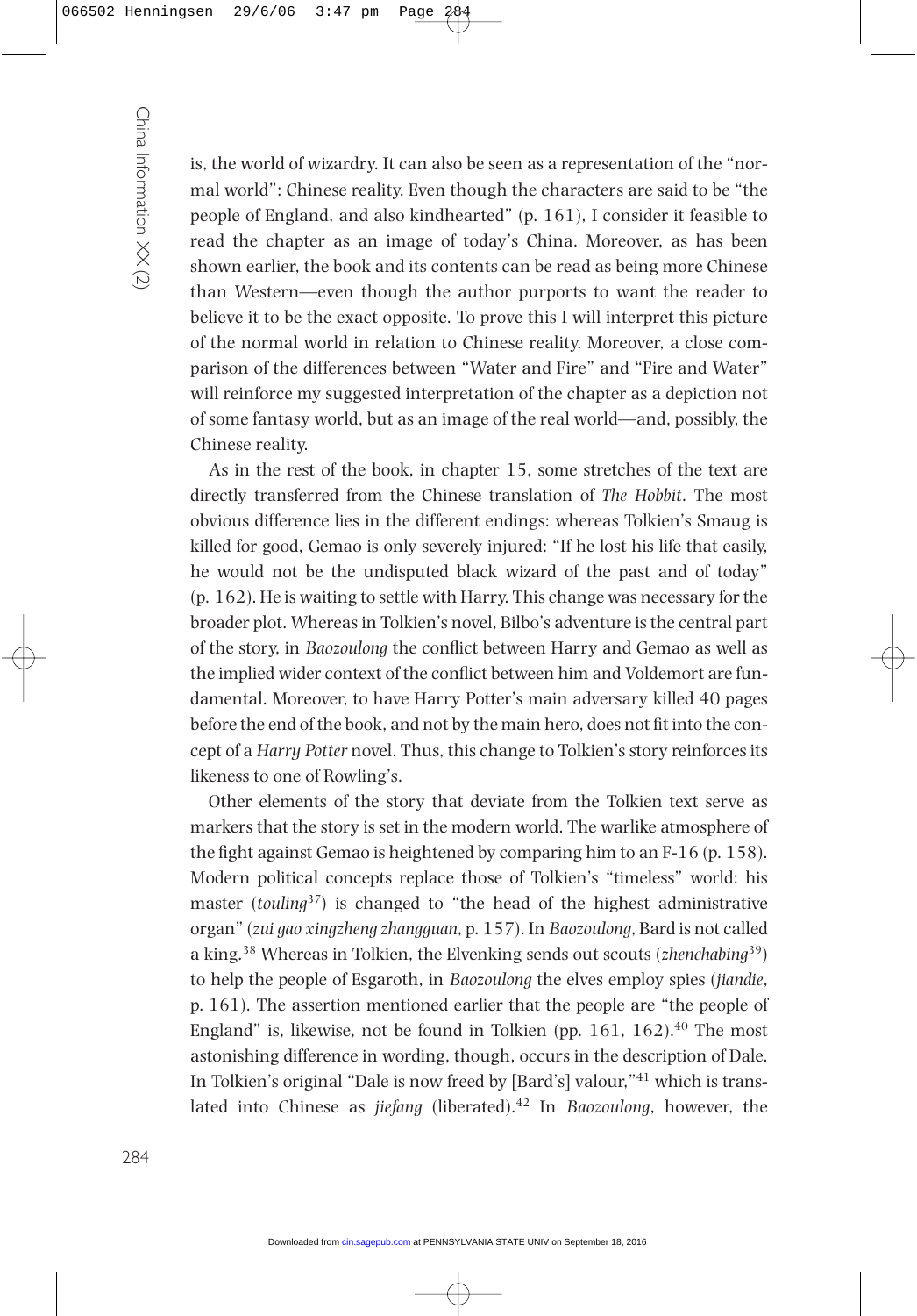is, the world of wizardry. It can also be seen as a representation of the "normal world": Chinese reality. Even though the characters are said to be "the people of England, and also kindhearted" (p. 161), I consider it feasible to read the chapter as an image of today's China. Moreover, as has been shown earlier, the book and its contents can be read as being more Chinese than Western—even though the author purports to want the reader to believe it to be the exact opposite. To prove this I will interpret this picture of the normal world in relation to Chinese reality. Moreover, a close comparison of the differences between "Water and Fire" and "Fire and Water" will reinforce my suggested interpretation of the chapter as a depiction not of some fantasy world, but as an image of the real world—and, possibly, the Chinese reality.

As in the rest of the book, in chapter 15, some stretches of the text are directly transferred from the Chinese translation of *The Hobbit*. The most obvious difference lies in the different endings: whereas Tolkien's Smaug is killed for good, Gemao is only severely injured: "If he lost his life that easily, he would not be the undisputed black wizard of the past and of today" (p. 162). He is waiting to settle with Harry. This change was necessary for the broader plot. Whereas in Tolkien's novel, Bilbo's adventure is the central part of the story, in *Baozoulong* the conflict between Harry and Gemao as well as the implied wider context of the conflict between him and Voldemort are fundamental. Moreover, to have Harry Potter's main adversary killed 40 pages before the end of the book, and not by the main hero, does not fit into the concept of a *Harry Potter* novel. Thus, this change to Tolkien's story reinforces its likeness to one of Rowling's.

Other elements of the story that deviate from the Tolkien text serve as markers that the story is set in the modern world. The warlike atmosphere of the fight against Gemao is heightened by comparing him to an F-16 (p. 158). Modern political concepts replace those of Tolkien's "timeless" world: his master (*touling*[37]) is changed to "the head of the highest administrative organ" (*zui gao xingzheng zhangguan*, p. 157). In *Baozoulong*, Bard is not called a king.[38] Whereas in Tolkien, the Elvenking sends out scouts (*zhenchabing*[39]) to help the people of Esgaroth, in *Baozoulong* the elves employ spies (*jiandie*, p. 161). The assertion mentioned earlier that the people are "the people of England" is, likewise, not be found in Tolkien (pp. 161, 162).[40] The most astonishing difference in wording, though, occurs in the description of Dale. In Tolkien's original "Dale is now freed by [Bard's] valour,"[41] which is translated into Chinese as *jiefang* (liberated).[42] In *Baozoulong*, however, the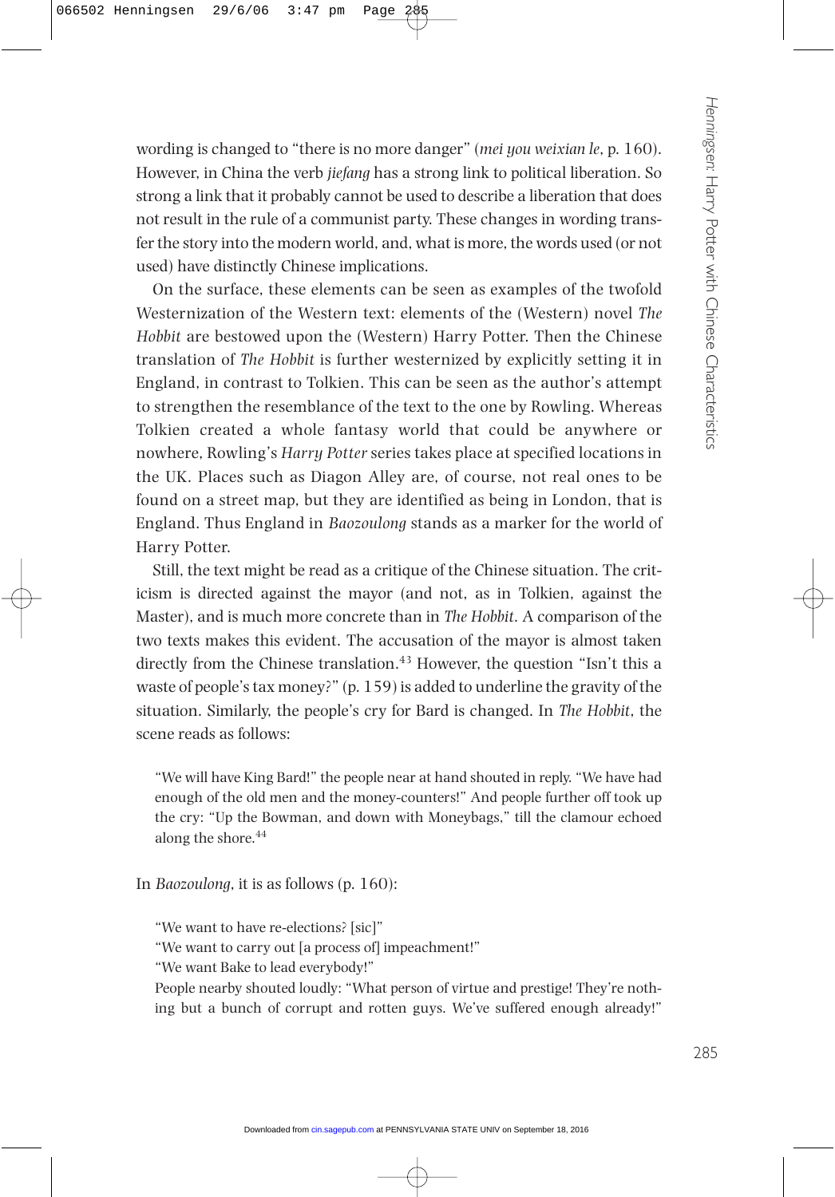wording is changed to "there is no more danger" (*mei you weixian le*, p. 160). However, in China the verb *jiefang* has a strong link to political liberation. So strong a link that it probably cannot be used to describe a liberation that does not result in the rule of a communist party. These changes in wording transfer the story into the modern world, and, what is more, the words used (or not used) have distinctly Chinese implications.

On the surface, these elements can be seen as examples of the twofold Westernization of the Western text: elements of the (Western) novel *The Hobbit* are bestowed upon the (Western) Harry Potter. Then the Chinese translation of *The Hobbit* is further westernized by explicitly setting it in England, in contrast to Tolkien. This can be seen as the author's attempt to strengthen the resemblance of the text to the one by Rowling. Whereas Tolkien created a whole fantasy world that could be anywhere or nowhere, Rowling's *Harry Potter* series takes place at specified locations in the UK. Places such as Diagon Alley are, of course, not real ones to be found on a street map, but they are identified as being in London, that is England. Thus England in *Baozoulong* stands as a marker for the world of Harry Potter.

Still, the text might be read as a critique of the Chinese situation. The criticism is directed against the mayor (and not, as in Tolkien, against the Master), and is much more concrete than in *The Hobbit*. A comparison of the two texts makes this evident. The accusation of the mayor is almost taken directly from the Chinese translation.[43] However, the question "Isn't this a waste of people's tax money?" (p. 159) is added to underline the gravity of the situation. Similarly, the people's cry for Bard is changed. In *The Hobbit*, the scene reads as follows:

> "We will have King Bard!" the people near at hand shouted in reply. "We have had enough of the old men and the money-counters!" And people further off took up the cry: "Up the Bowman, and down with Moneybags," till the clamour echoed along the shore.[44]

In *Baozoulong*, it is as follows (p. 160):

> "We want to have re-elections? [sic]"
> "We want to carry out [a process of] impeachment!"
> "We want Bake to lead everybody!"
> People nearby shouted loudly: "What person of virtue and prestige! They're nothing but a bunch of corrupt and rotten guys. We've suffered enough already!"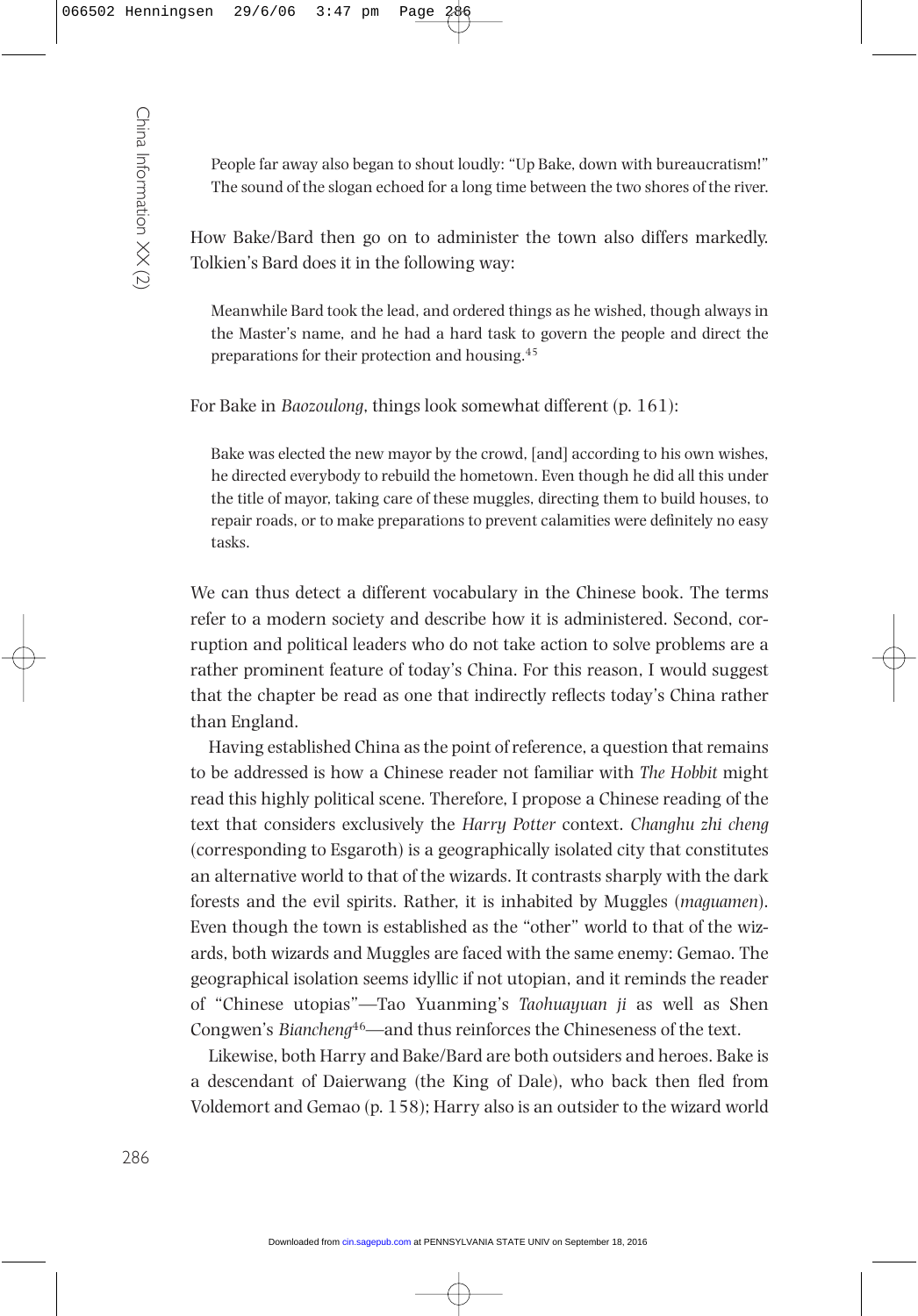> People far away also began to shout loudly: "Up Bake, down with bureaucratism!" The sound of the slogan echoed for a long time between the two shores of the river.

How Bake/Bard then go on to administer the town also differs markedly. Tolkien's Bard does it in the following way:

> Meanwhile Bard took the lead, and ordered things as he wished, though always in the Master's name, and he had a hard task to govern the people and direct the preparations for their protection and housing.[45]

For Bake in *Baozoulong*, things look somewhat different (p. 161):

> Bake was elected the new mayor by the crowd, [and] according to his own wishes, he directed everybody to rebuild the hometown. Even though he did all this under the title of mayor, taking care of these muggles, directing them to build houses, to repair roads, or to make preparations to prevent calamities were definitely no easy tasks.

We can thus detect a different vocabulary in the Chinese book. The terms refer to a modern society and describe how it is administered. Second, corruption and political leaders who do not take action to solve problems are a rather prominent feature of today's China. For this reason, I would suggest that the chapter be read as one that indirectly reflects today's China rather than England.

Having established China as the point of reference, a question that remains to be addressed is how a Chinese reader not familiar with *The Hobbit* might read this highly political scene. Therefore, I propose a Chinese reading of the text that considers exclusively the *Harry Potter* context. *Changhu zhi cheng* (corresponding to Esgaroth) is a geographically isolated city that constitutes an alternative world to that of the wizards. It contrasts sharply with the dark forests and the evil spirits. Rather, it is inhabited by Muggles (*maguamen*). Even though the town is established as the "other" world to that of the wizards, both wizards and Muggles are faced with the same enemy: Gemao. The geographical isolation seems idyllic if not utopian, and it reminds the reader of "Chinese utopias"—Tao Yuanming's *Taohuayuan ji* as well as Shen Congwen's *Biancheng*[46]—and thus reinforces the Chineseness of the text.

Likewise, both Harry and Bake/Bard are both outsiders and heroes. Bake is a descendant of Daierwang (the King of Dale), who back then fled from Voldemort and Gemao (p. 158); Harry also is an outsider to the wizard world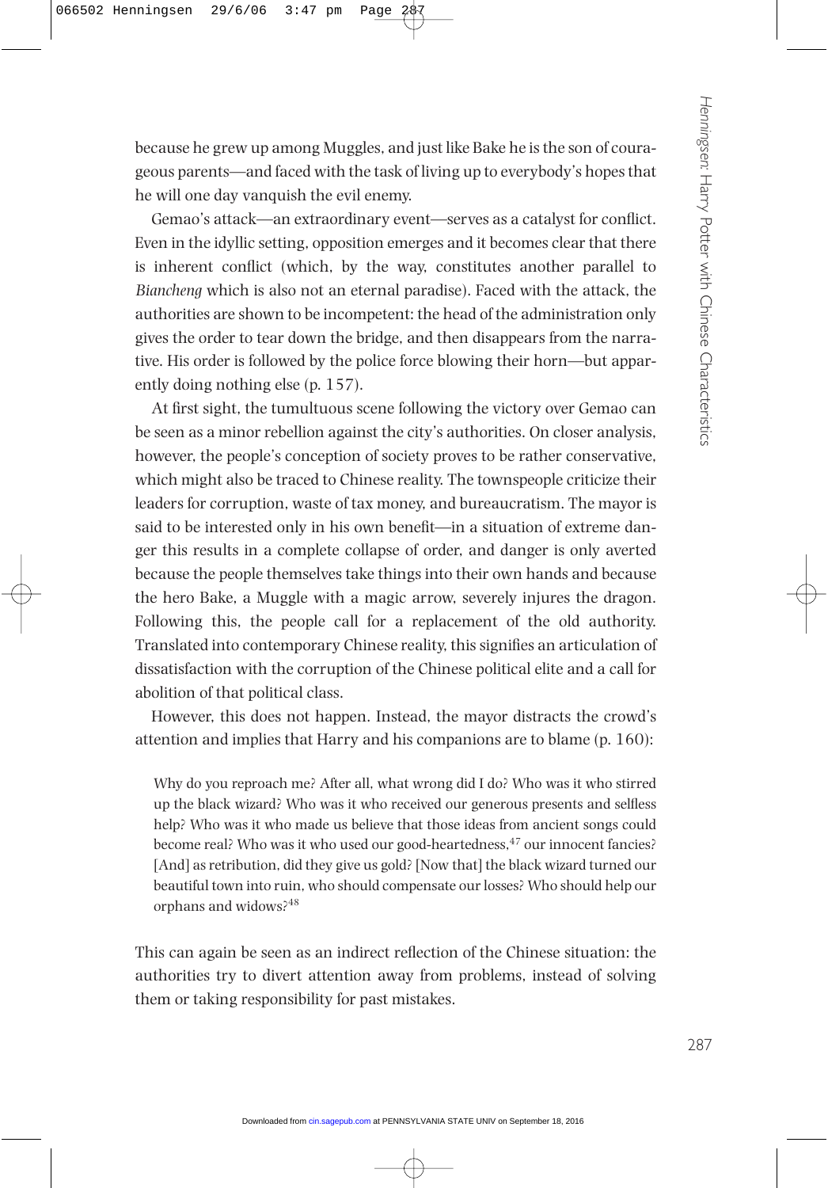because he grew up among Muggles, and just like Bake he is the son of courageous parents—and faced with the task of living up to everybody's hopes that he will one day vanquish the evil enemy.

Gemao's attack—an extraordinary event—serves as a catalyst for conflict. Even in the idyllic setting, opposition emerges and it becomes clear that there is inherent conflict (which, by the way, constitutes another parallel to *Biancheng* which is also not an eternal paradise). Faced with the attack, the authorities are shown to be incompetent: the head of the administration only gives the order to tear down the bridge, and then disappears from the narrative. His order is followed by the police force blowing their horn—but apparently doing nothing else (p. 157).

At first sight, the tumultuous scene following the victory over Gemao can be seen as a minor rebellion against the city's authorities. On closer analysis, however, the people's conception of society proves to be rather conservative, which might also be traced to Chinese reality. The townspeople criticize their leaders for corruption, waste of tax money, and bureaucratism. The mayor is said to be interested only in his own benefit—in a situation of extreme danger this results in a complete collapse of order, and danger is only averted because the people themselves take things into their own hands and because the hero Bake, a Muggle with a magic arrow, severely injures the dragon. Following this, the people call for a replacement of the old authority. Translated into contemporary Chinese reality, this signifies an articulation of dissatisfaction with the corruption of the Chinese political elite and a call for abolition of that political class.

However, this does not happen. Instead, the mayor distracts the crowd's attention and implies that Harry and his companions are to blame (p. 160):

> Why do you reproach me? After all, what wrong did I do? Who was it who stirred up the black wizard? Who was it who received our generous presents and selfless help? Who was it who made us believe that those ideas from ancient songs could become real? Who was it who used our good-heartedness,[47] our innocent fancies? [And] as retribution, did they give us gold? [Now that] the black wizard turned our beautiful town into ruin, who should compensate our losses? Who should help our orphans and widows?[48]

This can again be seen as an indirect reflection of the Chinese situation: the authorities try to divert attention away from problems, instead of solving them or taking responsibility for past mistakes.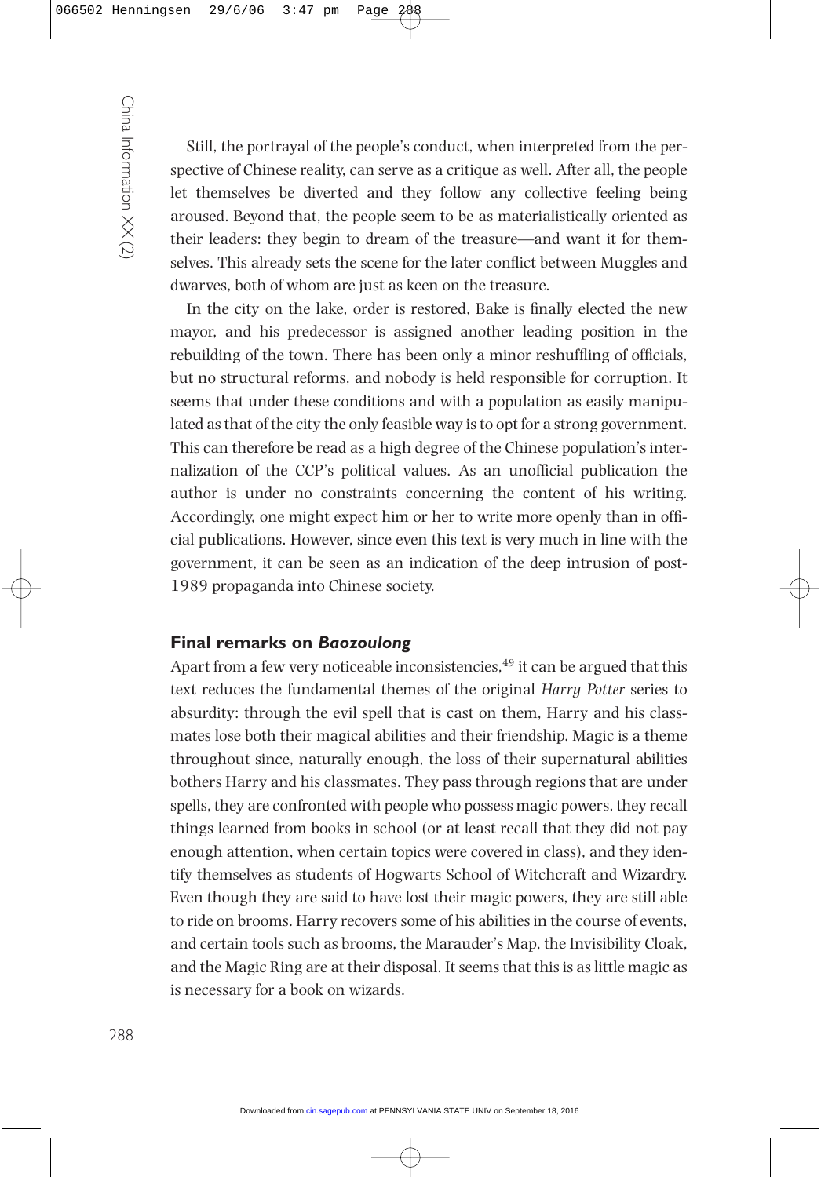Still, the portrayal of the people's conduct, when interpreted from the perspective of Chinese reality, can serve as a critique as well. After all, the people let themselves be diverted and they follow any collective feeling being aroused. Beyond that, the people seem to be as materialistically oriented as their leaders: they begin to dream of the treasure—and want it for themselves. This already sets the scene for the later conflict between Muggles and dwarves, both of whom are just as keen on the treasure.

In the city on the lake, order is restored, Bake is finally elected the new mayor, and his predecessor is assigned another leading position in the rebuilding of the town. There has been only a minor reshuffling of officials, but no structural reforms, and nobody is held responsible for corruption. It seems that under these conditions and with a population as easily manipulated as that of the city the only feasible way is to opt for a strong government. This can therefore be read as a high degree of the Chinese population's internalization of the CCP's political values. As an unofficial publication the author is under no constraints concerning the content of his writing. Accordingly, one might expect him or her to write more openly than in official publications. However, since even this text is very much in line with the government, it can be seen as an indication of the deep intrusion of post-1989 propaganda into Chinese society.

## Final remarks on *Baozoulong*

Apart from a few very noticeable inconsistencies,[49] it can be argued that this text reduces the fundamental themes of the original *Harry Potter* series to absurdity: through the evil spell that is cast on them, Harry and his classmates lose both their magical abilities and their friendship. Magic is a theme throughout since, naturally enough, the loss of their supernatural abilities bothers Harry and his classmates. They pass through regions that are under spells, they are confronted with people who possess magic powers, they recall things learned from books in school (or at least recall that they did not pay enough attention, when certain topics were covered in class), and they identify themselves as students of Hogwarts School of Witchcraft and Wizardry. Even though they are said to have lost their magic powers, they are still able to ride on brooms. Harry recovers some of his abilities in the course of events, and certain tools such as brooms, the Marauder's Map, the Invisibility Cloak, and the Magic Ring are at their disposal. It seems that this is as little magic as is necessary for a book on wizards.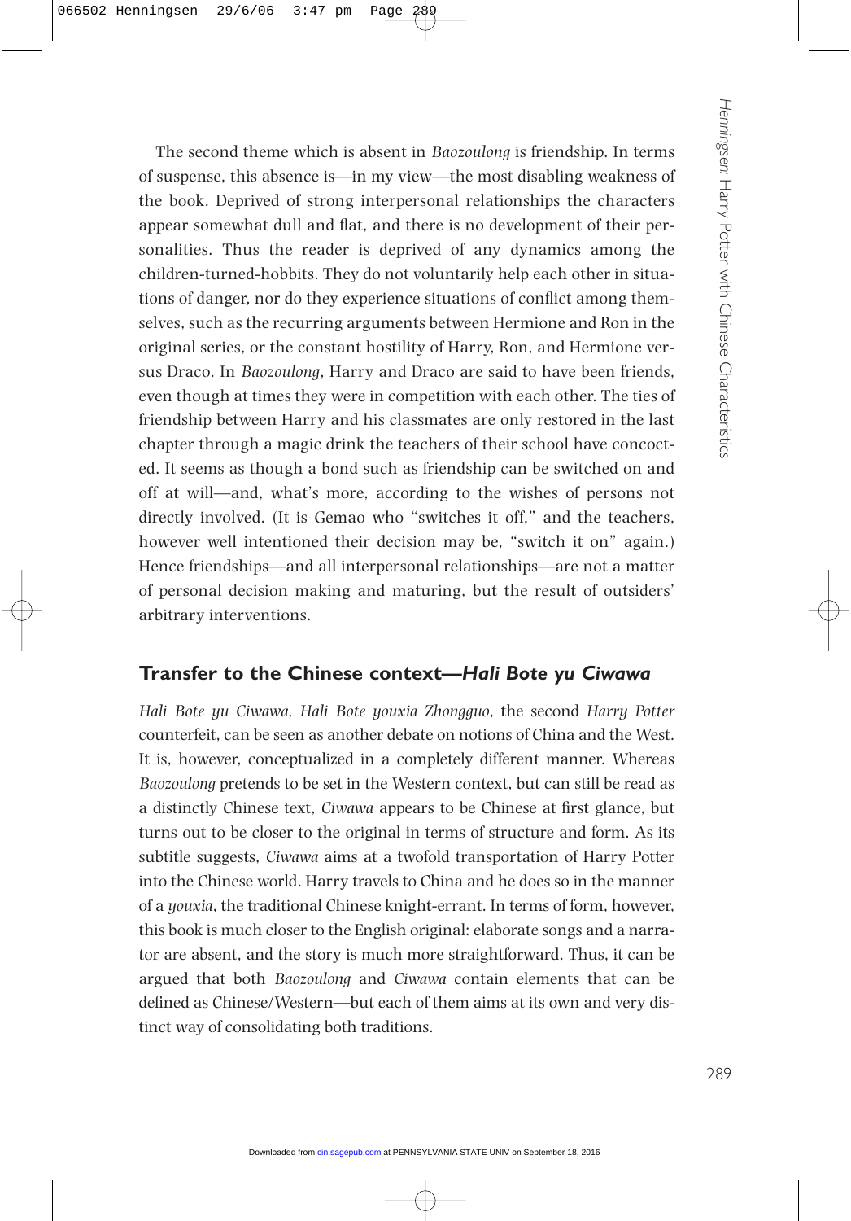The second theme which is absent in *Baozoulong* is friendship. In terms of suspense, this absence is—in my view—the most disabling weakness of the book. Deprived of strong interpersonal relationships the characters appear somewhat dull and flat, and there is no development of their personalities. Thus the reader is deprived of any dynamics among the children-turned-hobbits. They do not voluntarily help each other in situations of danger, nor do they experience situations of conflict among themselves, such as the recurring arguments between Hermione and Ron in the original series, or the constant hostility of Harry, Ron, and Hermione versus Draco. In *Baozoulong*, Harry and Draco are said to have been friends, even though at times they were in competition with each other. The ties of friendship between Harry and his classmates are only restored in the last chapter through a magic drink the teachers of their school have concocted. It seems as though a bond such as friendship can be switched on and off at will—and, what's more, according to the wishes of persons not directly involved. (It is Gemao who "switches it off," and the teachers, however well intentioned their decision may be, "switch it on" again.) Hence friendships—and all interpersonal relationships—are not a matter of personal decision making and maturing, but the result of outsiders' arbitrary interventions.

## Transfer to the Chinese context—*Hali Bote yu Ciwawa*

*Hali Bote yu Ciwawa, Hali Bote youxia Zhongguo*, the second *Harry Potter* counterfeit, can be seen as another debate on notions of China and the West. It is, however, conceptualized in a completely different manner. Whereas *Baozoulong* pretends to be set in the Western context, but can still be read as a distinctly Chinese text, *Ciwawa* appears to be Chinese at first glance, but turns out to be closer to the original in terms of structure and form. As its subtitle suggests, *Ciwawa* aims at a twofold transportation of Harry Potter into the Chinese world. Harry travels to China and he does so in the manner of a *youxia*, the traditional Chinese knight-errant. In terms of form, however, this book is much closer to the English original: elaborate songs and a narrator are absent, and the story is much more straightforward. Thus, it can be argued that both *Baozoulong* and *Ciwawa* contain elements that can be defined as Chinese/Western—but each of them aims at its own and very distinct way of consolidating both traditions.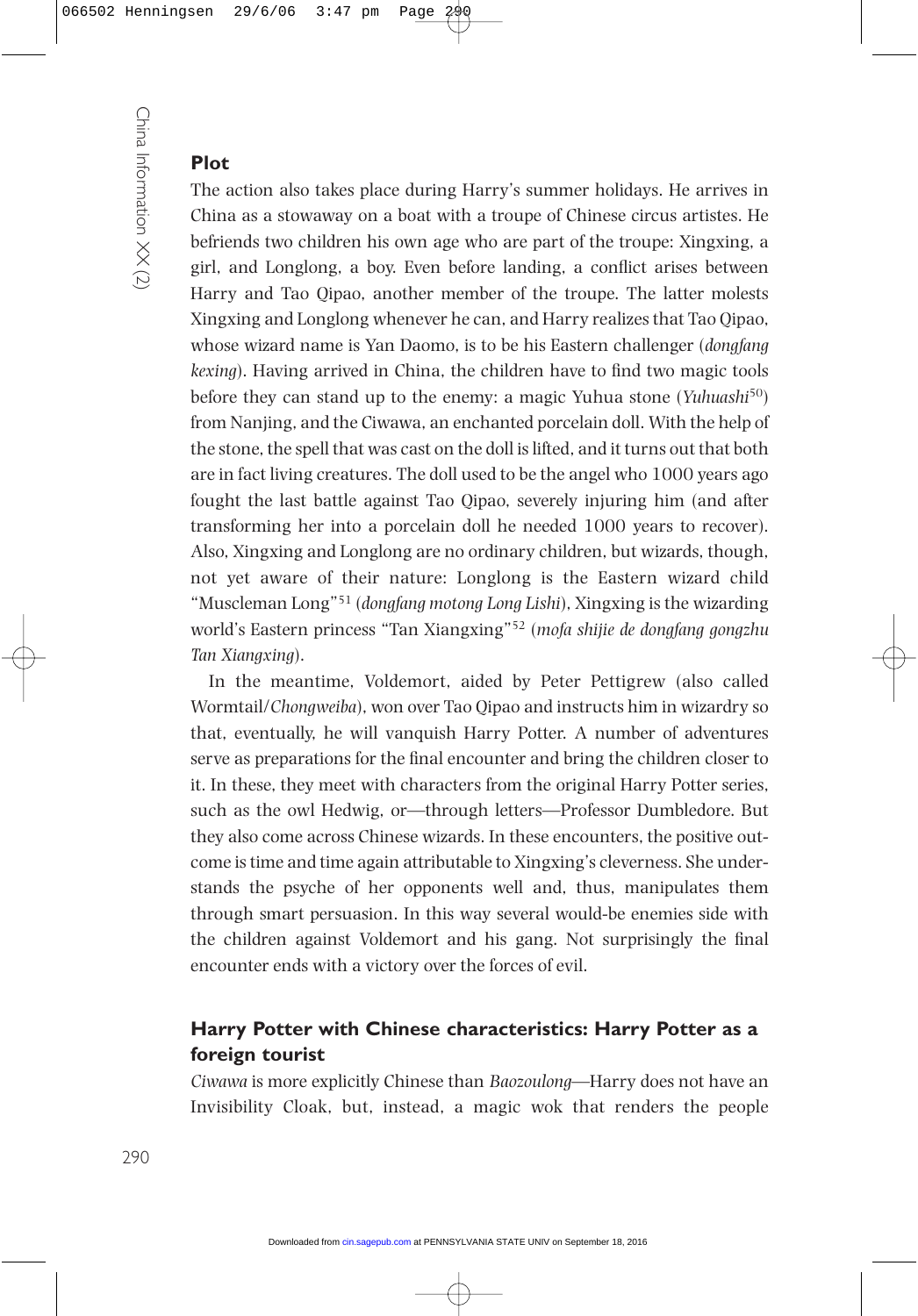## Plot

The action also takes place during Harry's summer holidays. He arrives in China as a stowaway on a boat with a troupe of Chinese circus artistes. He befriends two children his own age who are part of the troupe: Xingxing, a girl, and Longlong, a boy. Even before landing, a conflict arises between Harry and Tao Qipao, another member of the troupe. The latter molests Xingxing and Longlong whenever he can, and Harry realizes that Tao Qipao, whose wizard name is Yan Daomo, is to be his Eastern challenger (*dongfang kexing*). Having arrived in China, the children have to find two magic tools before they can stand up to the enemy: a magic Yuhua stone (*Yuhuashi*[50]) from Nanjing, and the Ciwawa, an enchanted porcelain doll. With the help of the stone, the spell that was cast on the doll is lifted, and it turns out that both are in fact living creatures. The doll used to be the angel who 1000 years ago fought the last battle against Tao Qipao, severely injuring him (and after transforming her into a porcelain doll he needed 1000 years to recover). Also, Xingxing and Longlong are no ordinary children, but wizards, though, not yet aware of their nature: Longlong is the Eastern wizard child "Muscleman Long"[51] (*dongfang motong Long Lishi*), Xingxing is the wizarding world's Eastern princess "Tan Xiangxing"[52] (*mofa shijie de dongfang gongzhu Tan Xiangxing*).

In the meantime, Voldemort, aided by Peter Pettigrew (also called Wormtail/*Chongweiba*), won over Tao Qipao and instructs him in wizardry so that, eventually, he will vanquish Harry Potter. A number of adventures serve as preparations for the final encounter and bring the children closer to it. In these, they meet with characters from the original Harry Potter series, such as the owl Hedwig, or—through letters—Professor Dumbledore. But they also come across Chinese wizards. In these encounters, the positive outcome is time and time again attributable to Xingxing's cleverness. She understands the psyche of her opponents well and, thus, manipulates them through smart persuasion. In this way several would-be enemies side with the children against Voldemort and his gang. Not surprisingly the final encounter ends with a victory over the forces of evil.

## Harry Potter with Chinese characteristics: Harry Potter as a foreign tourist

*Ciwawa* is more explicitly Chinese than *Baozoulong*—Harry does not have an Invisibility Cloak, but, instead, a magic wok that renders the people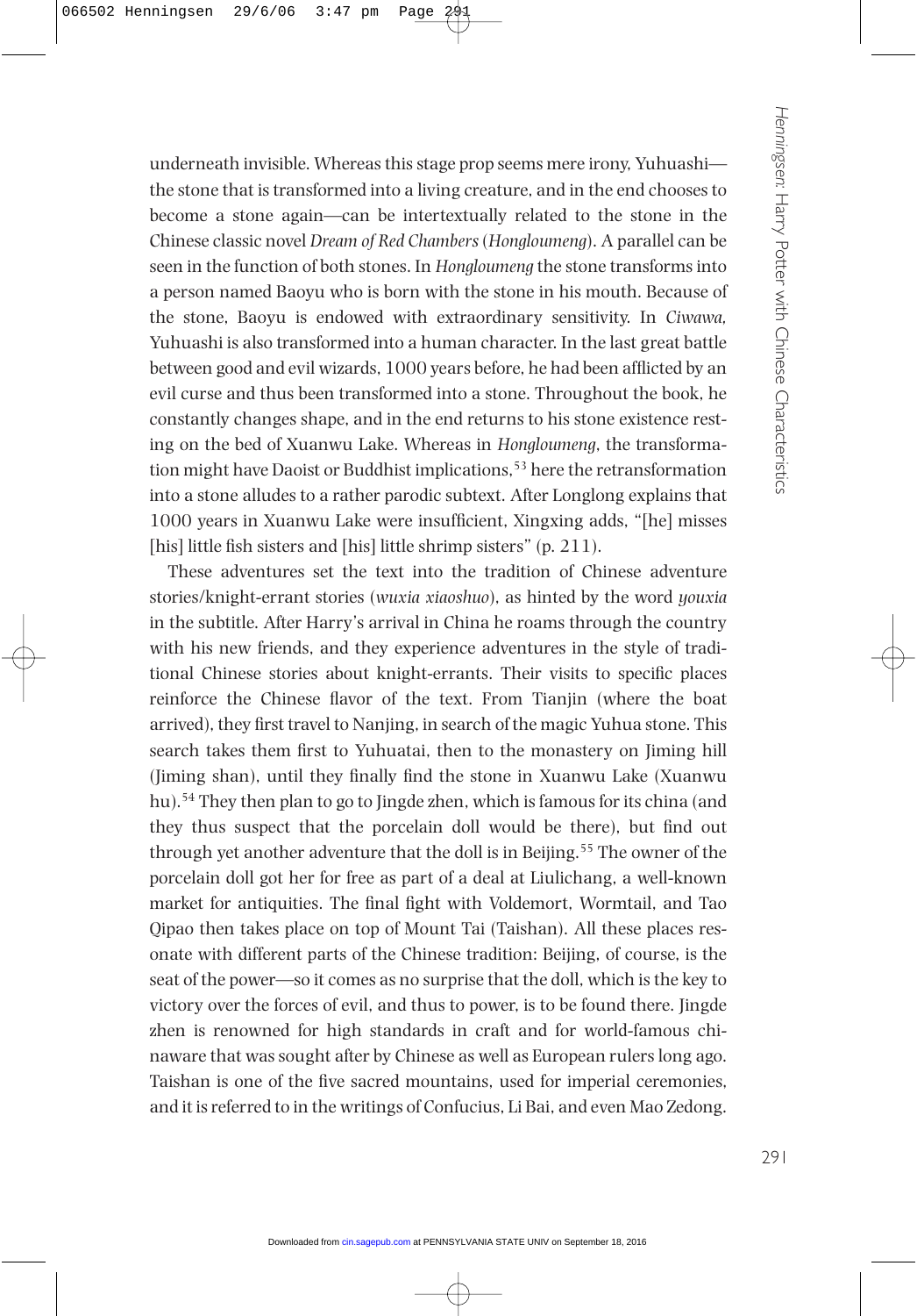underneath invisible. Whereas this stage prop seems mere irony, Yuhuashi—the stone that is transformed into a living creature, and in the end chooses to become a stone again—can be intertextually related to the stone in the Chinese classic novel *Dream of Red Chambers* (*Hongloumeng*). A parallel can be seen in the function of both stones. In *Hongloumeng* the stone transforms into a person named Baoyu who is born with the stone in his mouth. Because of the stone, Baoyu is endowed with extraordinary sensitivity. In *Ciwawa,* Yuhuashi is also transformed into a human character. In the last great battle between good and evil wizards, 1000 years before, he had been afflicted by an evil curse and thus been transformed into a stone. Throughout the book, he constantly changes shape, and in the end returns to his stone existence resting on the bed of Xuanwu Lake. Whereas in *Hongloumeng*, the transformation might have Daoist or Buddhist implications,[53] here the retransformation into a stone alludes to a rather parodic subtext. After Longlong explains that 1000 years in Xuanwu Lake were insufficient, Xingxing adds, "[he] misses [his] little fish sisters and [his] little shrimp sisters" (p. 211).

These adventures set the text into the tradition of Chinese adventure stories/knight-errant stories (*wuxia xiaoshuo*), as hinted by the word *youxia* in the subtitle. After Harry's arrival in China he roams through the country with his new friends, and they experience adventures in the style of traditional Chinese stories about knight-errants. Their visits to specific places reinforce the Chinese flavor of the text. From Tianjin (where the boat arrived), they first travel to Nanjing, in search of the magic Yuhua stone. This search takes them first to Yuhuatai, then to the monastery on Jiming hill (Jiming shan), until they finally find the stone in Xuanwu Lake (Xuanwu hu).[54] They then plan to go to Jingde zhen, which is famous for its china (and they thus suspect that the porcelain doll would be there), but find out through yet another adventure that the doll is in Beijing.[55] The owner of the porcelain doll got her for free as part of a deal at Liulichang, a well-known market for antiquities. The final fight with Voldemort, Wormtail, and Tao Qipao then takes place on top of Mount Tai (Taishan). All these places resonate with different parts of the Chinese tradition: Beijing, of course, is the seat of the power—so it comes as no surprise that the doll, which is the key to victory over the forces of evil, and thus to power, is to be found there. Jingde zhen is renowned for high standards in craft and for world-famous chinaware that was sought after by Chinese as well as European rulers long ago. Taishan is one of the five sacred mountains, used for imperial ceremonies, and it is referred to in the writings of Confucius, Li Bai, and even Mao Zedong.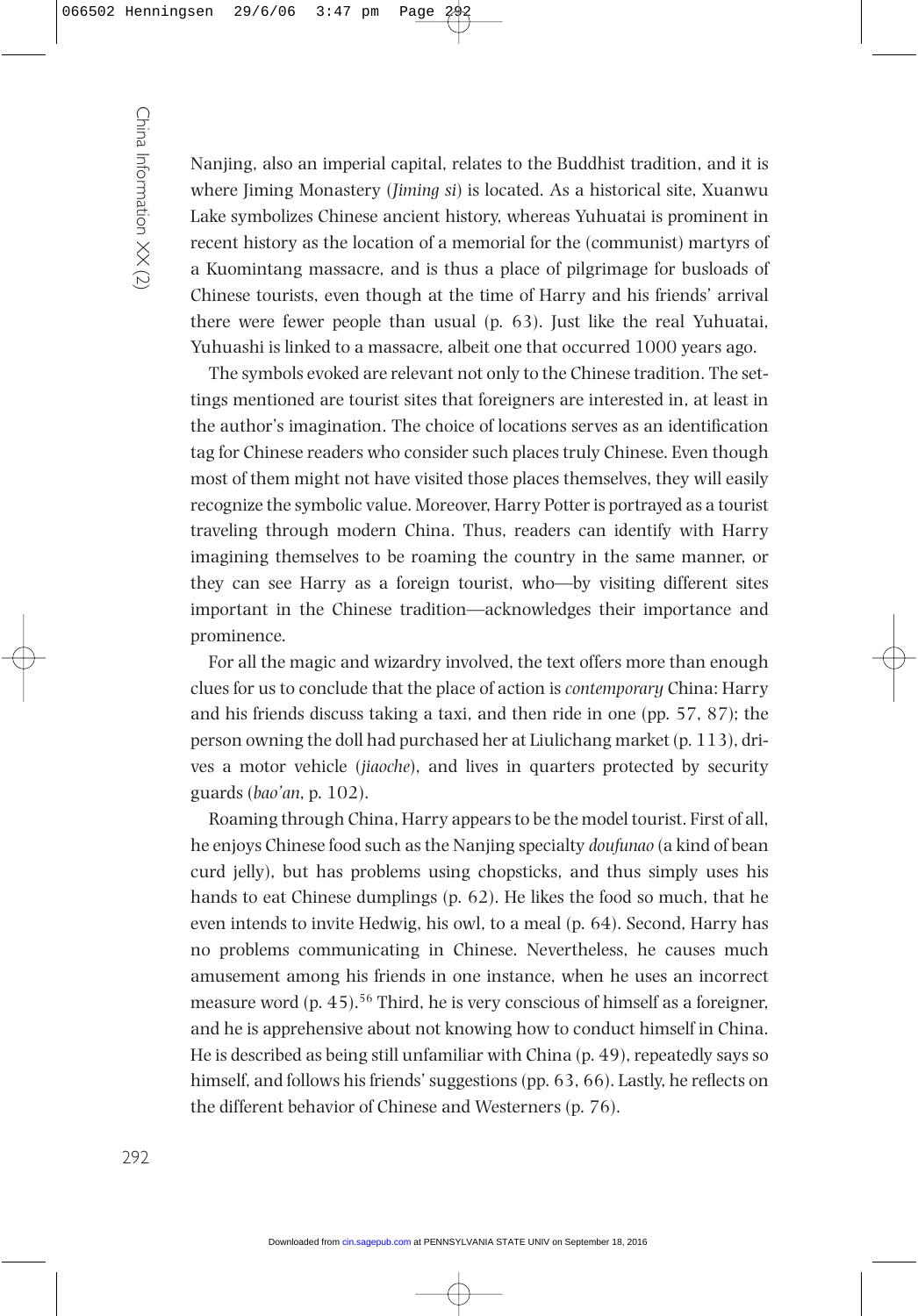Nanjing, also an imperial capital, relates to the Buddhist tradition, and it is where Jiming Monastery (*Jiming si*) is located. As a historical site, Xuanwu Lake symbolizes Chinese ancient history, whereas Yuhuatai is prominent in recent history as the location of a memorial for the (communist) martyrs of a Kuomintang massacre, and is thus a place of pilgrimage for busloads of Chinese tourists, even though at the time of Harry and his friends' arrival there were fewer people than usual (p. 63). Just like the real Yuhuatai, Yuhuashi is linked to a massacre, albeit one that occurred 1000 years ago.

The symbols evoked are relevant not only to the Chinese tradition. The settings mentioned are tourist sites that foreigners are interested in, at least in the author's imagination. The choice of locations serves as an identification tag for Chinese readers who consider such places truly Chinese. Even though most of them might not have visited those places themselves, they will easily recognize the symbolic value. Moreover, Harry Potter is portrayed as a tourist traveling through modern China. Thus, readers can identify with Harry imagining themselves to be roaming the country in the same manner, or they can see Harry as a foreign tourist, who—by visiting different sites important in the Chinese tradition—acknowledges their importance and prominence.

For all the magic and wizardry involved, the text offers more than enough clues for us to conclude that the place of action is *contemporary* China: Harry and his friends discuss taking a taxi, and then ride in one (pp. 57, 87); the person owning the doll had purchased her at Liulichang market (p. 113), drives a motor vehicle (*jiaoche*), and lives in quarters protected by security guards (*bao'an*, p. 102).

Roaming through China, Harry appears to be the model tourist. First of all, he enjoys Chinese food such as the Nanjing specialty *doufunao* (a kind of bean curd jelly), but has problems using chopsticks, and thus simply uses his hands to eat Chinese dumplings (p. 62). He likes the food so much, that he even intends to invite Hedwig, his owl, to a meal (p. 64). Second, Harry has no problems communicating in Chinese. Nevertheless, he causes much amusement among his friends in one instance, when he uses an incorrect measure word (p. 45).[56] Third, he is very conscious of himself as a foreigner, and he is apprehensive about not knowing how to conduct himself in China. He is described as being still unfamiliar with China (p. 49), repeatedly says so himself, and follows his friends' suggestions (pp. 63, 66). Lastly, he reflects on the different behavior of Chinese and Westerners (p. 76).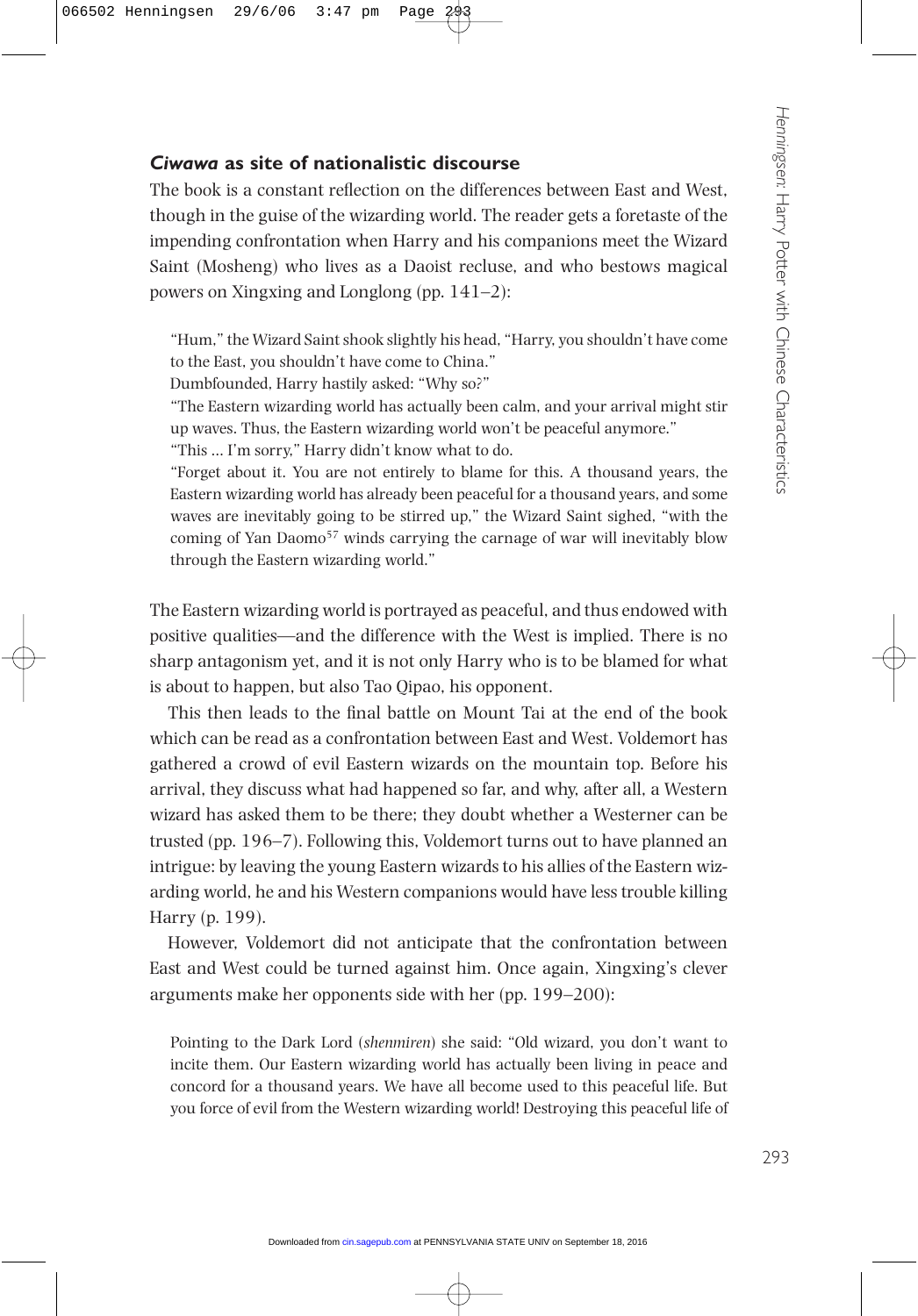### *Ciwawa* as site of nationalistic discourse

The book is a constant reflection on the differences between East and West, though in the guise of the wizarding world. The reader gets a foretaste of the impending confrontation when Harry and his companions meet the Wizard Saint (Mosheng) who lives as a Daoist recluse, and who bestows magical powers on Xingxing and Longlong (pp. 141–2):

> "Hum," the Wizard Saint shook slightly his head, "Harry, you shouldn't have come to the East, you shouldn't have come to China."
> Dumbfounded, Harry hastily asked: "Why so?"
> "The Eastern wizarding world has actually been calm, and your arrival might stir up waves. Thus, the Eastern wizarding world won't be peaceful anymore."
> "This ... I'm sorry," Harry didn't know what to do.
> "Forget about it. You are not entirely to blame for this. A thousand years, the Eastern wizarding world has already been peaceful for a thousand years, and some waves are inevitably going to be stirred up," the Wizard Saint sighed, "with the coming of Yan Daomo[57] winds carrying the carnage of war will inevitably blow through the Eastern wizarding world."

The Eastern wizarding world is portrayed as peaceful, and thus endowed with positive qualities—and the difference with the West is implied. There is no sharp antagonism yet, and it is not only Harry who is to be blamed for what is about to happen, but also Tao Qipao, his opponent.

This then leads to the final battle on Mount Tai at the end of the book which can be read as a confrontation between East and West. Voldemort has gathered a crowd of evil Eastern wizards on the mountain top. Before his arrival, they discuss what had happened so far, and why, after all, a Western wizard has asked them to be there; they doubt whether a Westerner can be trusted (pp. 196–7). Following this, Voldemort turns out to have planned an intrigue: by leaving the young Eastern wizards to his allies of the Eastern wizarding world, he and his Western companions would have less trouble killing Harry (p. 199).

However, Voldemort did not anticipate that the confrontation between East and West could be turned against him. Once again, Xingxing's clever arguments make her opponents side with her (pp. 199–200):

> Pointing to the Dark Lord (*shenmiren*) she said: "Old wizard, you don't want to incite them. Our Eastern wizarding world has actually been living in peace and concord for a thousand years. We have all become used to this peaceful life. But you force of evil from the Western wizarding world! Destroying this peaceful life of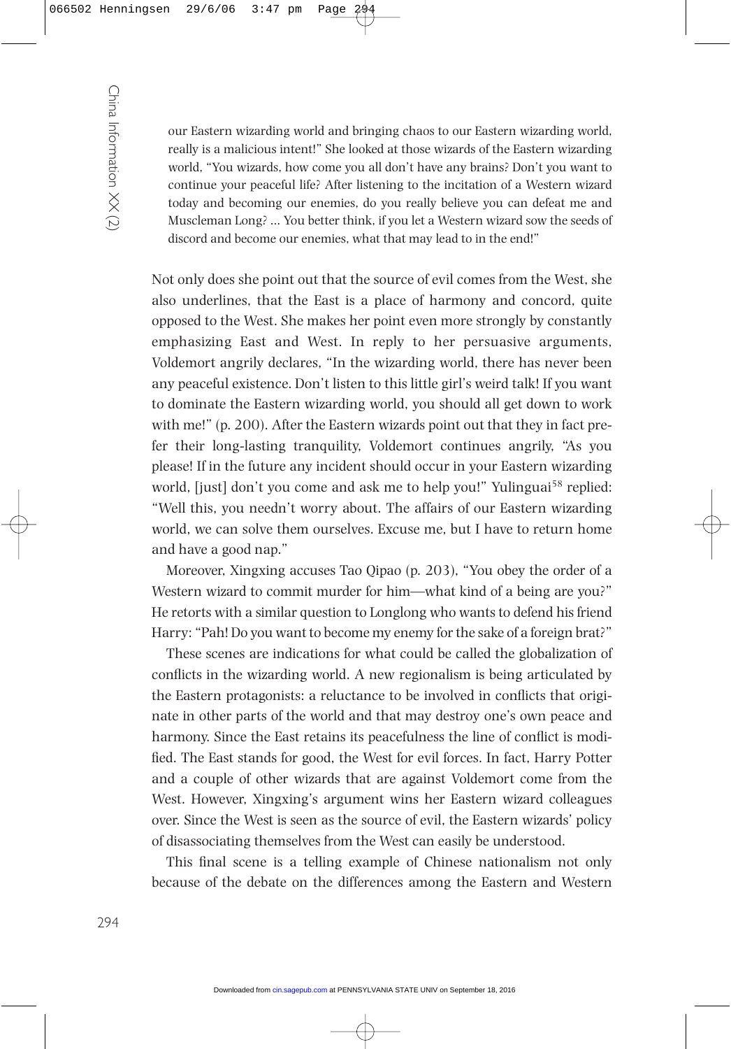> our Eastern wizarding world and bringing chaos to our Eastern wizarding world, really is a malicious intent!" She looked at those wizards of the Eastern wizarding world, "You wizards, how come you all don't have any brains? Don't you want to continue your peaceful life? After listening to the incitation of a Western wizard today and becoming our enemies, do you really believe you can defeat me and Muscleman Long? ... You better think, if you let a Western wizard sow the seeds of discord and become our enemies, what that may lead to in the end!"

Not only does she point out that the source of evil comes from the West, she also underlines, that the East is a place of harmony and concord, quite opposed to the West. She makes her point even more strongly by constantly emphasizing East and West. In reply to her persuasive arguments, Voldemort angrily declares, "In the wizarding world, there has never been any peaceful existence. Don't listen to this little girl's weird talk! If you want to dominate the Eastern wizarding world, you should all get down to work with me!" (p. 200). After the Eastern wizards point out that they in fact prefer their long-lasting tranquility, Voldemort continues angrily, "As you please! If in the future any incident should occur in your Eastern wizarding world, [just] don't you come and ask me to help you!" Yulinguai[58] replied: "Well this, you needn't worry about. The affairs of our Eastern wizarding world, we can solve them ourselves. Excuse me, but I have to return home and have a good nap."

Moreover, Xingxing accuses Tao Qipao (p. 203), "You obey the order of a Western wizard to commit murder for him—what kind of a being are you?" He retorts with a similar question to Longlong who wants to defend his friend Harry: "Pah! Do you want to become my enemy for the sake of a foreign brat?"

These scenes are indications for what could be called the globalization of conflicts in the wizarding world. A new regionalism is being articulated by the Eastern protagonists: a reluctance to be involved in conflicts that originate in other parts of the world and that may destroy one's own peace and harmony. Since the East retains its peacefulness the line of conflict is modified. The East stands for good, the West for evil forces. In fact, Harry Potter and a couple of other wizards that are against Voldemort come from the West. However, Xingxing's argument wins her Eastern wizard colleagues over. Since the West is seen as the source of evil, the Eastern wizards' policy of disassociating themselves from the West can easily be understood.

This final scene is a telling example of Chinese nationalism not only because of the debate on the differences among the Eastern and Western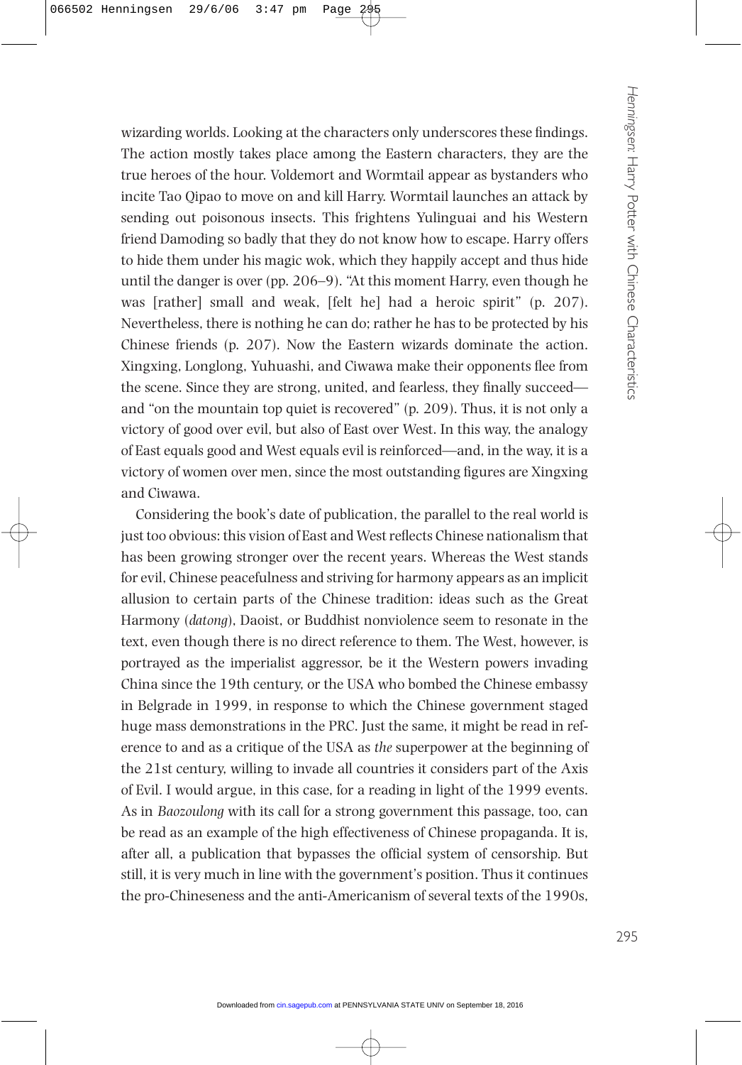wizarding worlds. Looking at the characters only underscores these findings. The action mostly takes place among the Eastern characters, they are the true heroes of the hour. Voldemort and Wormtail appear as bystanders who incite Tao Qipao to move on and kill Harry. Wormtail launches an attack by sending out poisonous insects. This frightens Yulinguai and his Western friend Damoding so badly that they do not know how to escape. Harry offers to hide them under his magic wok, which they happily accept and thus hide until the danger is over (pp. 206–9). "At this moment Harry, even though he was [rather] small and weak, [felt he] had a heroic spirit" (p. 207). Nevertheless, there is nothing he can do; rather he has to be protected by his Chinese friends (p. 207). Now the Eastern wizards dominate the action. Xingxing, Longlong, Yuhuashi, and Ciwawa make their opponents flee from the scene. Since they are strong, united, and fearless, they finally succeed—and "on the mountain top quiet is recovered" (p. 209). Thus, it is not only a victory of good over evil, but also of East over West. In this way, the analogy of East equals good and West equals evil is reinforced—and, in the way, it is a victory of women over men, since the most outstanding figures are Xingxing and Ciwawa.

Considering the book's date of publication, the parallel to the real world is just too obvious: this vision of East and West reflects Chinese nationalism that has been growing stronger over the recent years. Whereas the West stands for evil, Chinese peacefulness and striving for harmony appears as an implicit allusion to certain parts of the Chinese tradition: ideas such as the Great Harmony (*datong*), Daoist, or Buddhist nonviolence seem to resonate in the text, even though there is no direct reference to them. The West, however, is portrayed as the imperialist aggressor, be it the Western powers invading China since the 19th century, or the USA who bombed the Chinese embassy in Belgrade in 1999, in response to which the Chinese government staged huge mass demonstrations in the PRC. Just the same, it might be read in reference to and as a critique of the USA as *the* superpower at the beginning of the 21st century, willing to invade all countries it considers part of the Axis of Evil. I would argue, in this case, for a reading in light of the 1999 events. As in *Baozoulong* with its call for a strong government this passage, too, can be read as an example of the high effectiveness of Chinese propaganda. It is, after all, a publication that bypasses the official system of censorship. But still, it is very much in line with the government's position. Thus it continues the pro-Chineseness and the anti-Americanism of several texts of the 1990s,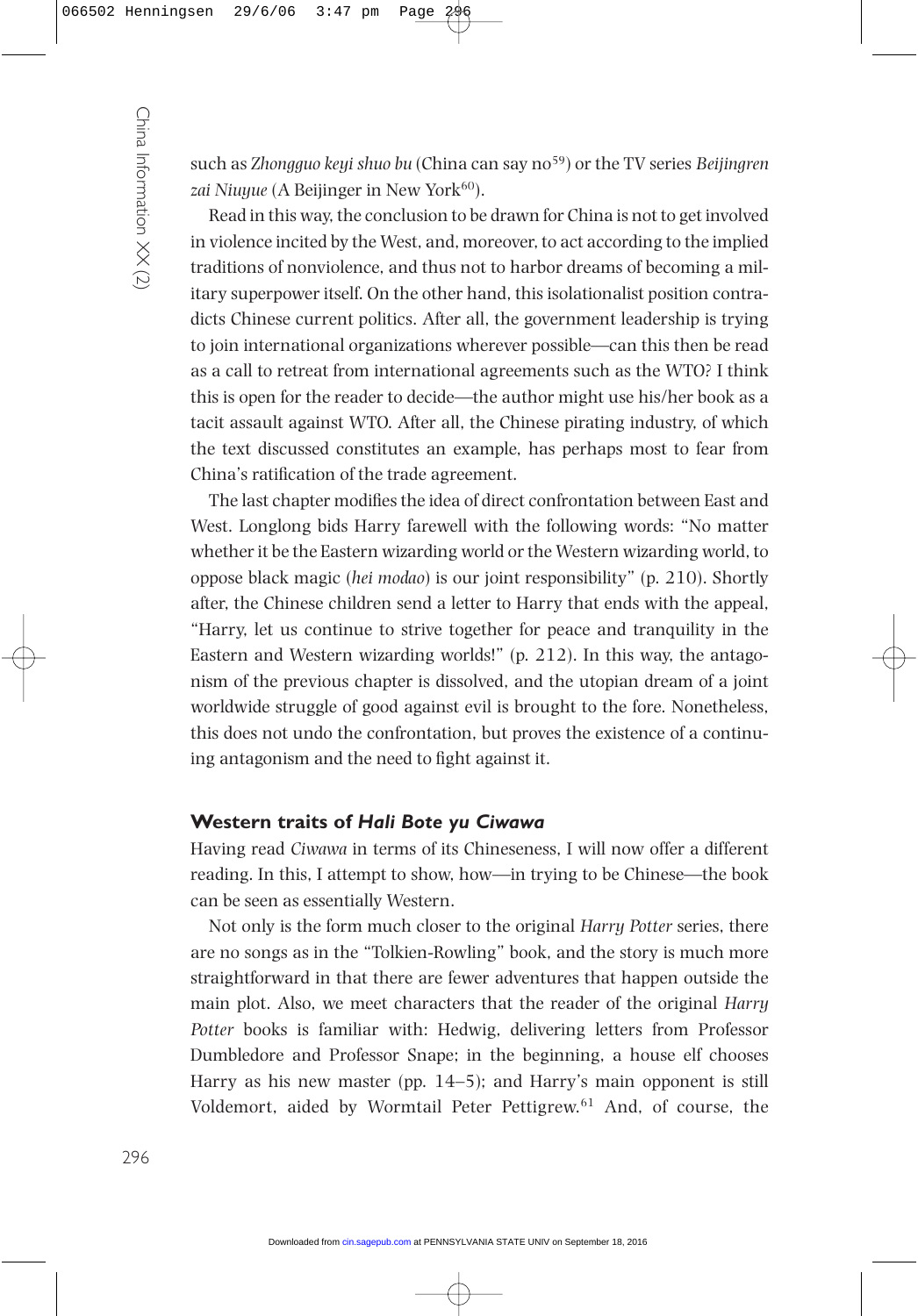such as *Zhongguo keyi shuo bu* (China can say no[59]) or the TV series *Beijingren zai Niuyue* (A Beijinger in New York[60]).

Read in this way, the conclusion to be drawn for China is not to get involved in violence incited by the West, and, moreover, to act according to the implied traditions of nonviolence, and thus not to harbor dreams of becoming a military superpower itself. On the other hand, this isolationalist position contradicts Chinese current politics. After all, the government leadership is trying to join international organizations wherever possible—can this then be read as a call to retreat from international agreements such as the WTO? I think this is open for the reader to decide—the author might use his/her book as a tacit assault against WTO. After all, the Chinese pirating industry, of which the text discussed constitutes an example, has perhaps most to fear from China's ratification of the trade agreement.

The last chapter modifies the idea of direct confrontation between East and West. Longlong bids Harry farewell with the following words: "No matter whether it be the Eastern wizarding world or the Western wizarding world, to oppose black magic (*hei modao*) is our joint responsibility" (p. 210). Shortly after, the Chinese children send a letter to Harry that ends with the appeal, "Harry, let us continue to strive together for peace and tranquility in the Eastern and Western wizarding worlds!" (p. 212). In this way, the antagonism of the previous chapter is dissolved, and the utopian dream of a joint worldwide struggle of good against evil is brought to the fore. Nonetheless, this does not undo the confrontation, but proves the existence of a continuing antagonism and the need to fight against it.

## Western traits of *Hali Bote yu Ciwawa*

Having read *Ciwawa* in terms of its Chineseness, I will now offer a different reading. In this, I attempt to show, how—in trying to be Chinese—the book can be seen as essentially Western.

Not only is the form much closer to the original *Harry Potter* series, there are no songs as in the "Tolkien-Rowling" book, and the story is much more straightforward in that there are fewer adventures that happen outside the main plot. Also, we meet characters that the reader of the original *Harry Potter* books is familiar with: Hedwig, delivering letters from Professor Dumbledore and Professor Snape; in the beginning, a house elf chooses Harry as his new master (pp. 14–5); and Harry's main opponent is still Voldemort, aided by Wormtail Peter Pettigrew.[61] And, of course, the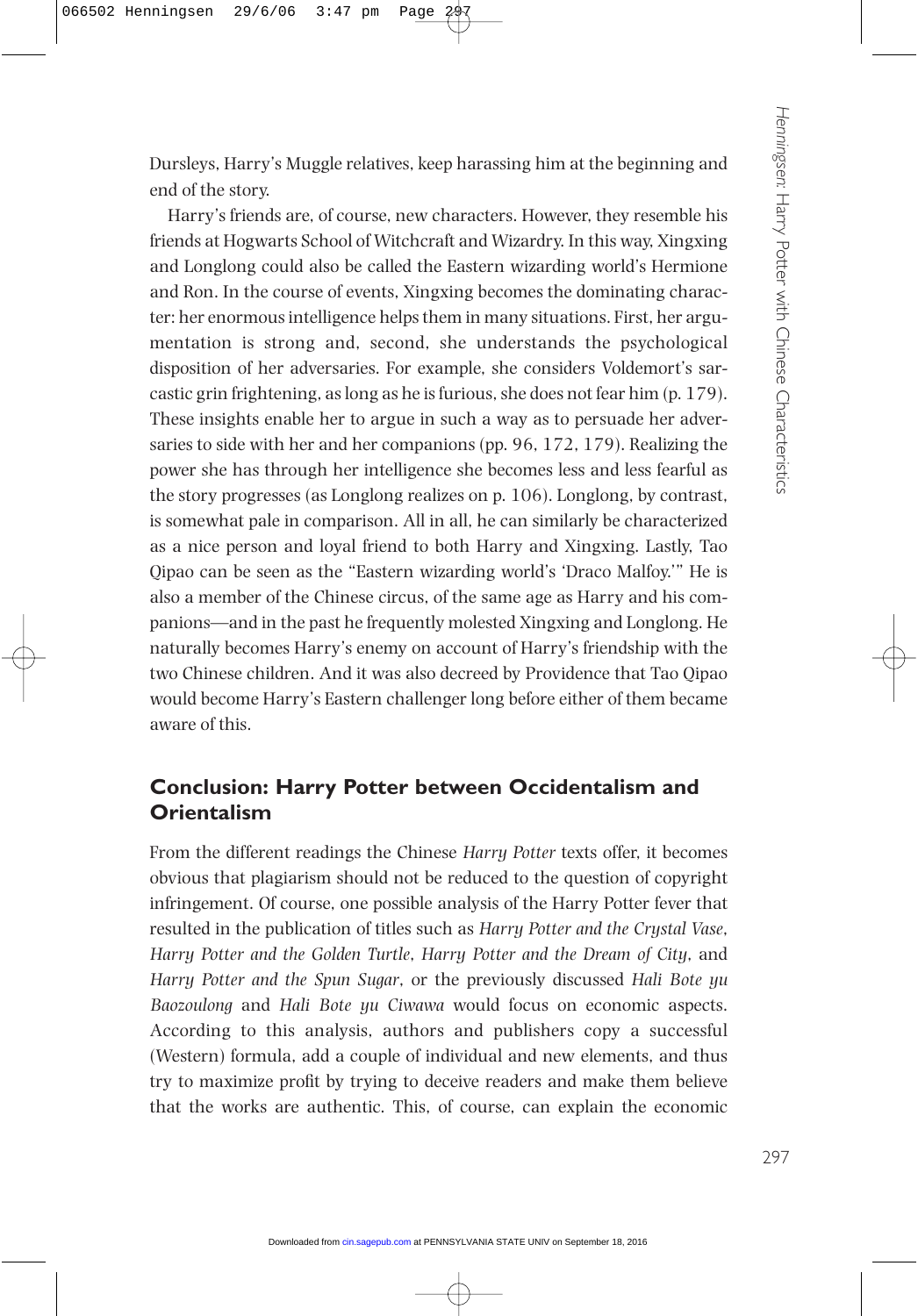Dursleys, Harry's Muggle relatives, keep harassing him at the beginning and end of the story.

Harry's friends are, of course, new characters. However, they resemble his friends at Hogwarts School of Witchcraft and Wizardry. In this way, Xingxing and Longlong could also be called the Eastern wizarding world's Hermione and Ron. In the course of events, Xingxing becomes the dominating character: her enormous intelligence helps them in many situations. First, her argumentation is strong and, second, she understands the psychological disposition of her adversaries. For example, she considers Voldemort's sarcastic grin frightening, as long as he is furious, she does not fear him (p. 179). These insights enable her to argue in such a way as to persuade her adversaries to side with her and her companions (pp. 96, 172, 179). Realizing the power she has through her intelligence she becomes less and less fearful as the story progresses (as Longlong realizes on p. 106). Longlong, by contrast, is somewhat pale in comparison. All in all, he can similarly be characterized as a nice person and loyal friend to both Harry and Xingxing. Lastly, Tao Qipao can be seen as the "Eastern wizarding world's 'Draco Malfoy.'" He is also a member of the Chinese circus, of the same age as Harry and his companions—and in the past he frequently molested Xingxing and Longlong. He naturally becomes Harry's enemy on account of Harry's friendship with the two Chinese children. And it was also decreed by Providence that Tao Qipao would become Harry's Eastern challenger long before either of them became aware of this.

## Conclusion: Harry Potter between Occidentalism and Orientalism

From the different readings the Chinese *Harry Potter* texts offer, it becomes obvious that plagiarism should not be reduced to the question of copyright infringement. Of course, one possible analysis of the Harry Potter fever that resulted in the publication of titles such as *Harry Potter and the Crystal Vase*, *Harry Potter and the Golden Turtle*, *Harry Potter and the Dream of City*, and *Harry Potter and the Spun Sugar*, or the previously discussed *Hali Bote yu Baozoulong* and *Hali Bote yu Ciwawa* would focus on economic aspects. According to this analysis, authors and publishers copy a successful (Western) formula, add a couple of individual and new elements, and thus try to maximize profit by trying to deceive readers and make them believe that the works are authentic. This, of course, can explain the economic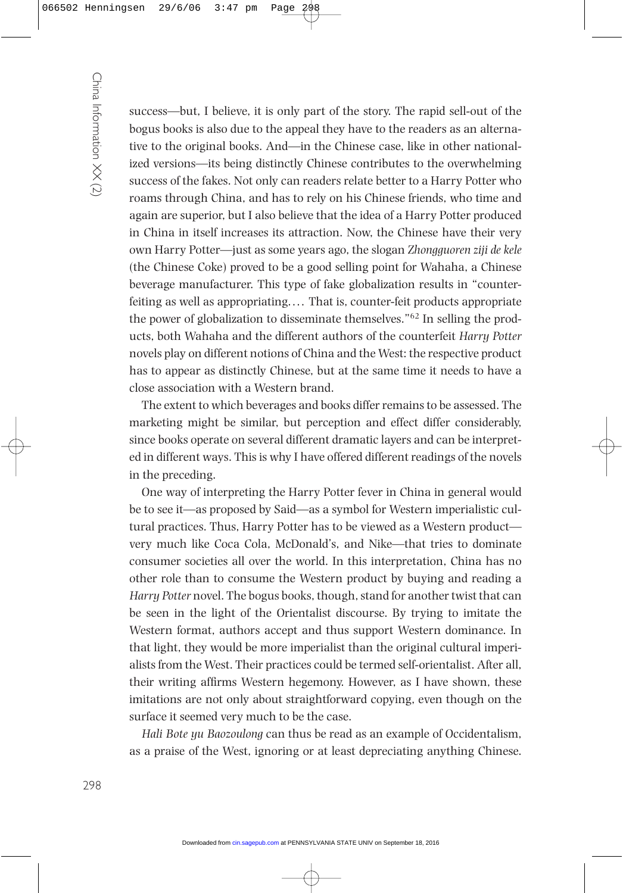success—but, I believe, it is only part of the story. The rapid sell-out of the bogus books is also due to the appeal they have to the readers as an alternative to the original books. And—in the Chinese case, like in other nationalized versions—its being distinctly Chinese contributes to the overwhelming success of the fakes. Not only can readers relate better to a Harry Potter who roams through China, and has to rely on his Chinese friends, who time and again are superior, but I also believe that the idea of a Harry Potter produced in China in itself increases its attraction. Now, the Chinese have their very own Harry Potter—just as some years ago, the slogan *Zhongguoren ziji de kele* (the Chinese Coke) proved to be a good selling point for Wahaha, a Chinese beverage manufacturer. This type of fake globalization results in "counterfeiting as well as appropriating.… That is, counter-feit products appropriate the power of globalization to disseminate themselves."[62] In selling the products, both Wahaha and the different authors of the counterfeit *Harry Potter* novels play on different notions of China and the West: the respective product has to appear as distinctly Chinese, but at the same time it needs to have a close association with a Western brand.

The extent to which beverages and books differ remains to be assessed. The marketing might be similar, but perception and effect differ considerably, since books operate on several different dramatic layers and can be interpreted in different ways. This is why I have offered different readings of the novels in the preceding.

One way of interpreting the Harry Potter fever in China in general would be to see it—as proposed by Said—as a symbol for Western imperialistic cultural practices. Thus, Harry Potter has to be viewed as a Western product—very much like Coca Cola, McDonald's, and Nike—that tries to dominate consumer societies all over the world. In this interpretation, China has no other role than to consume the Western product by buying and reading a *Harry Potter* novel. The bogus books, though, stand for another twist that can be seen in the light of the Orientalist discourse. By trying to imitate the Western format, authors accept and thus support Western dominance. In that light, they would be more imperialist than the original cultural imperialists from the West. Their practices could be termed self-orientalist. After all, their writing affirms Western hegemony. However, as I have shown, these imitations are not only about straightforward copying, even though on the surface it seemed very much to be the case.

*Hali Bote yu Baozoulong* can thus be read as an example of Occidentalism, as a praise of the West, ignoring or at least depreciating anything Chinese.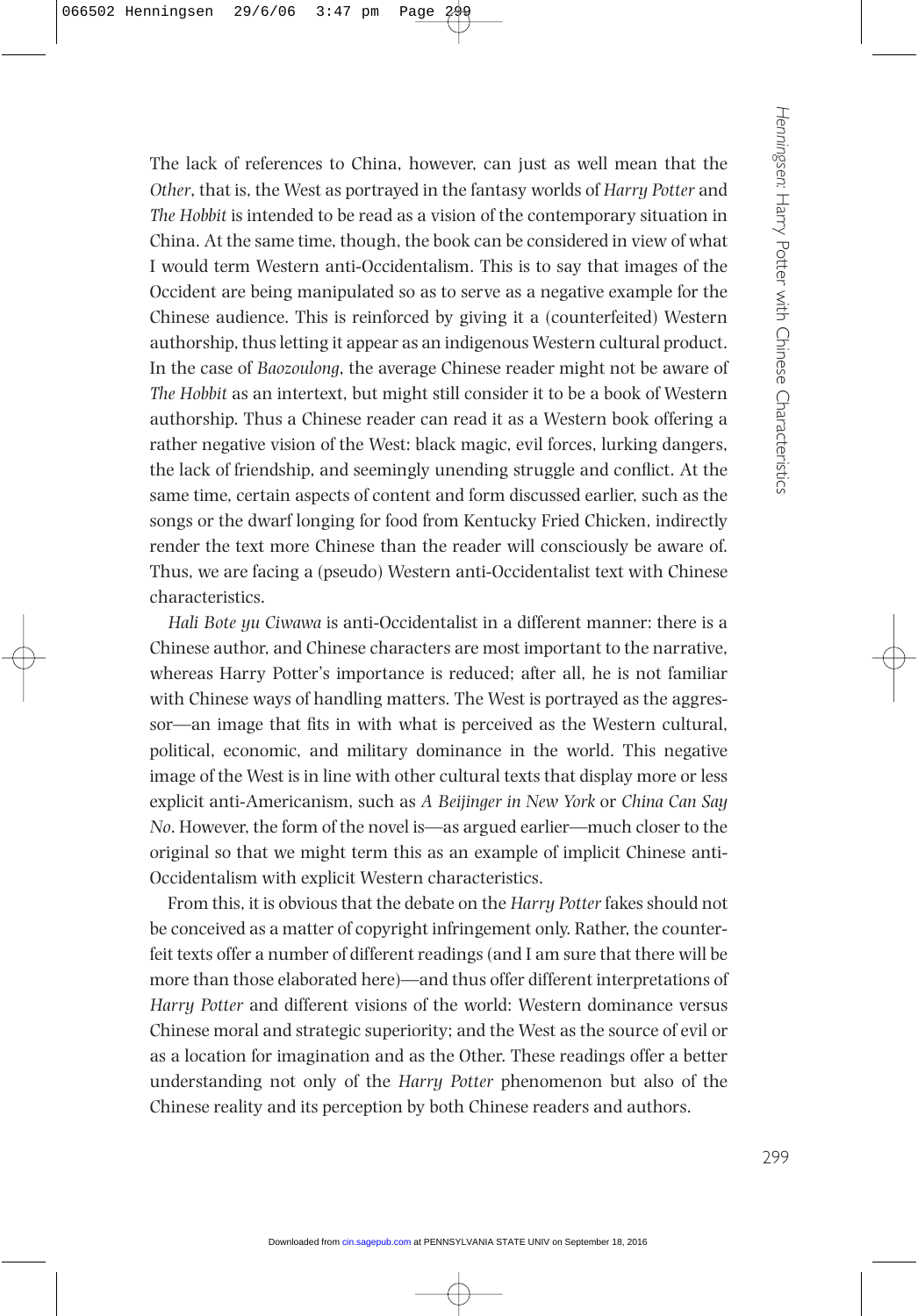The lack of references to China, however, can just as well mean that the *Other*, that is, the West as portrayed in the fantasy worlds of *Harry Potter* and *The Hobbit* is intended to be read as a vision of the contemporary situation in China. At the same time, though, the book can be considered in view of what I would term Western anti-Occidentalism. This is to say that images of the Occident are being manipulated so as to serve as a negative example for the Chinese audience. This is reinforced by giving it a (counterfeited) Western authorship, thus letting it appear as an indigenous Western cultural product. In the case of *Baozoulong*, the average Chinese reader might not be aware of *The Hobbit* as an intertext, but might still consider it to be a book of Western authorship. Thus a Chinese reader can read it as a Western book offering a rather negative vision of the West: black magic, evil forces, lurking dangers, the lack of friendship, and seemingly unending struggle and conflict. At the same time, certain aspects of content and form discussed earlier, such as the songs or the dwarf longing for food from Kentucky Fried Chicken, indirectly render the text more Chinese than the reader will consciously be aware of. Thus, we are facing a (pseudo) Western anti-Occidentalist text with Chinese characteristics.

*Hali Bote yu Ciwawa* is anti-Occidentalist in a different manner: there is a Chinese author, and Chinese characters are most important to the narrative, whereas Harry Potter's importance is reduced; after all, he is not familiar with Chinese ways of handling matters. The West is portrayed as the aggressor—an image that fits in with what is perceived as the Western cultural, political, economic, and military dominance in the world. This negative image of the West is in line with other cultural texts that display more or less explicit anti-Americanism, such as *A Beijinger in New York* or *China Can Say No*. However, the form of the novel is—as argued earlier—much closer to the original so that we might term this as an example of implicit Chinese anti-Occidentalism with explicit Western characteristics.

From this, it is obvious that the debate on the *Harry Potter* fakes should not be conceived as a matter of copyright infringement only. Rather, the counterfeit texts offer a number of different readings (and I am sure that there will be more than those elaborated here)—and thus offer different interpretations of *Harry Potter* and different visions of the world: Western dominance versus Chinese moral and strategic superiority; and the West as the source of evil or as a location for imagination and as the Other. These readings offer a better understanding not only of the *Harry Potter* phenomenon but also of the Chinese reality and its perception by both Chinese readers and authors.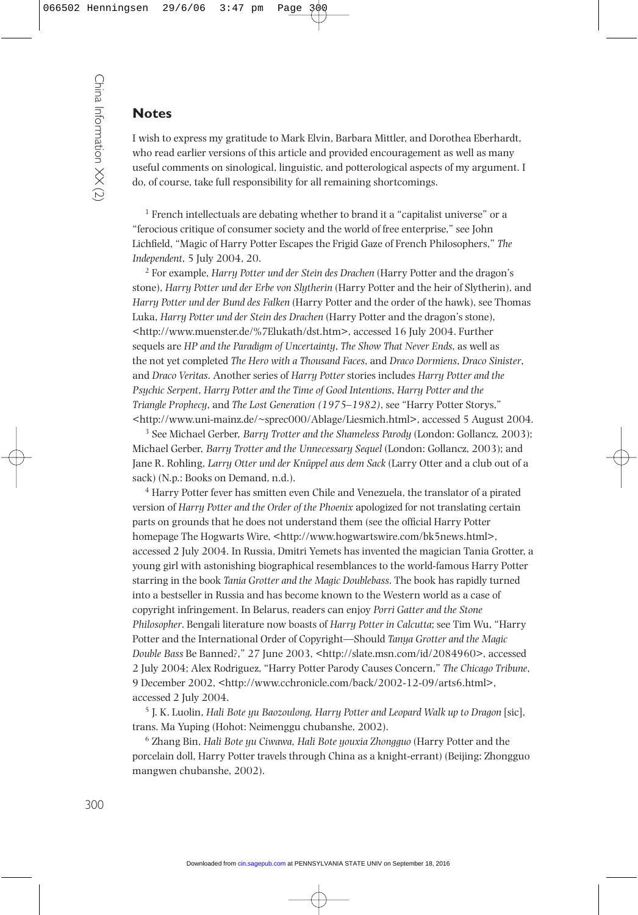## Notes

I wish to express my gratitude to Mark Elvin, Barbara Mittler, and Dorothea Eberhardt, who read earlier versions of this article and provided encouragement as well as many useful comments on sinological, linguistic, and potterological aspects of my argument. I do, of course, take full responsibility for all remaining shortcomings.

[1] French intellectuals are debating whether to brand it a "capitalist universe" or a "ferocious critique of consumer society and the world of free enterprise," see John Lichfield, "Magic of Harry Potter Escapes the Frigid Gaze of French Philosophers," *The Independent*, 5 July 2004, 20.

[2] For example, *Harry Potter und der Stein des Drachen* (Harry Potter and the dragon's stone), *Harry Potter und der Erbe von Slytherin* (Harry Potter and the heir of Slytherin), and *Harry Potter und der Bund des Falken* (Harry Potter and the order of the hawk), see Thomas Luka, *Harry Potter und der Stein des Drachen* (Harry Potter and the dragon's stone), <http://www.muenster.de/%7Elukath/dst.htm>, accessed 16 July 2004. Further sequels are *HP and the Paradigm of Uncertainty*, *The Show That Never Ends*, as well as the not yet completed *The Hero with a Thousand Faces*, and *Draco Dormiens*, *Draco Sinister*, and *Draco Veritas*. Another series of *Harry Potter* stories includes *Harry Potter and the Psychic Serpent*, *Harry Potter and the Time of Good Intentions*, *Harry Potter and the Triangle Prophecy*, and *The Lost Generation (1975–1982)*, see "Harry Potter Storys," <http://www.uni-mainz.de/~sprec000/Ablage/Liesmich.html>, accessed 5 August 2004.

[3] See Michael Gerber, *Barry Trotter and the Shameless Parody* (London: Gollancz, 2003); Michael Gerber, *Barry Trotter and the Unnecessary Sequel* (London: Gollancz, 2003); and Jane R. Rohling, *Larry Otter und der Knüppel aus dem Sack* (Larry Otter and a club out of a sack) (N.p.: Books on Demand, n.d.).

[4] Harry Potter fever has smitten even Chile and Venezuela, the translator of a pirated version of *Harry Potter and the Order of the Phoenix* apologized for not translating certain parts on grounds that he does not understand them (see the official Harry Potter homepage The Hogwarts Wire, <http://www.hogwartswire.com/bk5news.html>, accessed 2 July 2004. In Russia, Dmitri Yemets has invented the magician Tania Grotter, a young girl with astonishing biographical resemblances to the world-famous Harry Potter starring in the book *Tania Grotter and the Magic Doublebass*. The book has rapidly turned into a bestseller in Russia and has become known to the Western world as a case of copyright infringement. In Belarus, readers can enjoy *Porri Gatter and the Stone Philosopher*. Bengali literature now boasts of *Harry Potter in Calcutta*; see Tim Wu, "Harry Potter and the International Order of Copyright—Should *Tanya Grotter and the Magic Double Bass* Be Banned?," 27 June 2003, <http://slate.msn.com/id/2084960>, accessed 2 July 2004; Alex Rodriguez, "Harry Potter Parody Causes Concern," *The Chicago Tribune*, 9 December 2002, <http://www.cchronicle.com/back/2002-12-09/arts6.html>, accessed 2 July 2004.

[5] J. K. Luolin, *Hali Bote yu Baozoulong, Harry Potter and Leopard Walk up to Dragon* [sic], trans. Ma Yuping (Hohot: Neimenggu chubanshe, 2002).

[6] Zhang Bin, *Hali Bote yu Ciwawa, Hali Bote youxia Zhongguo* (Harry Potter and the porcelain doll, Harry Potter travels through China as a knight-errant) (Beijing: Zhongguo mangwen chubanshe, 2002).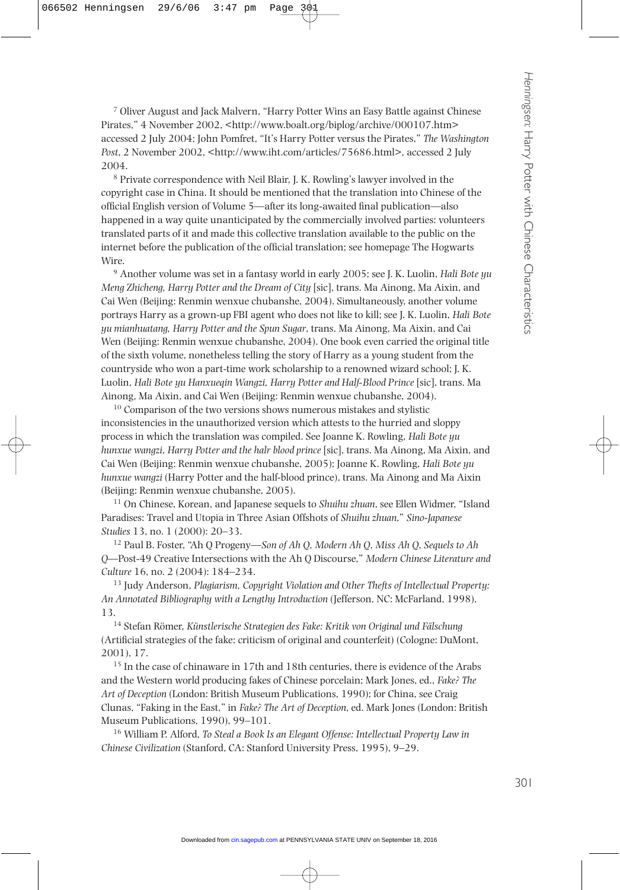[7] Oliver August and Jack Malvern, "Harry Potter Wins an Easy Battle against Chinese Pirates," 4 November 2002, <http://www.boalt.org/biplog/archive/000107.htm> accessed 2 July 2004; John Pomfret, "It's Harry Potter versus the Pirates," *The Washington Post*, 2 November 2002, <http://www.iht.com/articles/75686.html>, accessed 2 July 2004.

[8] Private correspondence with Neil Blair, J. K. Rowling's lawyer involved in the copyright case in China. It should be mentioned that the translation into Chinese of the official English version of Volume 5—after its long-awaited final publication—also happened in a way quite unanticipated by the commercially involved parties: volunteers translated parts of it and made this collective translation available to the public on the internet before the publication of the official translation; see homepage The Hogwarts Wire.

[9] Another volume was set in a fantasy world in early 2005; see J. K. Luolin, *Hali Bote yu Meng Zhicheng, Harry Potter and the Dream of City* [sic], trans. Ma Ainong, Ma Aixin, and Cai Wen (Beijing: Renmin wenxue chubanshe, 2004). Simultaneously, another volume portrays Harry as a grown-up FBI agent who does not like to kill; see J. K. Luolin, *Hali Bote yu mianhuatang, Harry Potter and the Spun Sugar*, trans. Ma Ainong, Ma Aixin, and Cai Wen (Beijing: Renmin wenxue chubanshe, 2004). One book even carried the original title of the sixth volume, nonetheless telling the story of Harry as a young student from the countryside who won a part-time work scholarship to a renowned wizard school; J. K. Luolin, *Hali Bote yu Hanxueqin Wangzi, Harry Potter and Half-Blood Prince* [sic], trans. Ma Ainong, Ma Aixin, and Cai Wen (Beijing: Renmin wenxue chubanshe, 2004).

[10] Comparison of the two versions shows numerous mistakes and stylistic inconsistencies in the unauthorized version which attests to the hurried and sloppy process in which the translation was compiled. See Joanne K. Rowling, *Hali Bote yu hunxue wangzi*, *Harry Potter and the halr blood prince* [sic], trans. Ma Ainong, Ma Aixin, and Cai Wen (Beijing: Renmin wenxue chubanshe, 2005); Joanne K. Rowling, *Hali Bote yu hunxue wangzi* (Harry Potter and the half-blood prince), trans. Ma Ainong and Ma Aixin (Beijing: Renmin wenxue chubanshe, 2005).

[11] On Chinese, Korean, and Japanese sequels to *Shuihu zhuan*, see Ellen Widmer, "Island Paradises: Travel and Utopia in Three Asian Offshots of *Shuihu zhuan*," *Sino-Japanese Studies* 13, no. 1 (2000): 20–33.

[12] Paul B. Foster, "Ah Q Progeny—*Son of Ah Q, Modern Ah Q, Miss Ah Q, Sequels to Ah Q*—Post-49 Creative Intersections with the Ah Q Discourse," *Modern Chinese Literature and Culture* 16, no. 2 (2004): 184–234.

[13] Judy Anderson, *Plagiarism, Copyright Violation and Other Thefts of Intellectual Property: An Annotated Bibliography with a Lengthy Introduction* (Jefferson, NC: McFarland, 1998), 13.

[14] Stefan Römer, *Künstlerische Strategien des Fake: Kritik von Original und Fälschung* (Artificial strategies of the fake: criticism of original and counterfeit) (Cologne: DuMont, 2001), 17.

[15] In the case of chinaware in 17th and 18th centuries, there is evidence of the Arabs and the Western world producing fakes of Chinese porcelain; Mark Jones, ed., *Fake? The Art of Deception* (London: British Museum Publications, 1990); for China, see Craig Clunas, "Faking in the East," in *Fake? The Art of Deception*, ed. Mark Jones (London: British Museum Publications, 1990), 99–101.

[16] William P. Alford, *To Steal a Book Is an Elegant Offense: Intellectual Property Law in Chinese Civilization* (Stanford, CA: Stanford University Press, 1995), 9–29.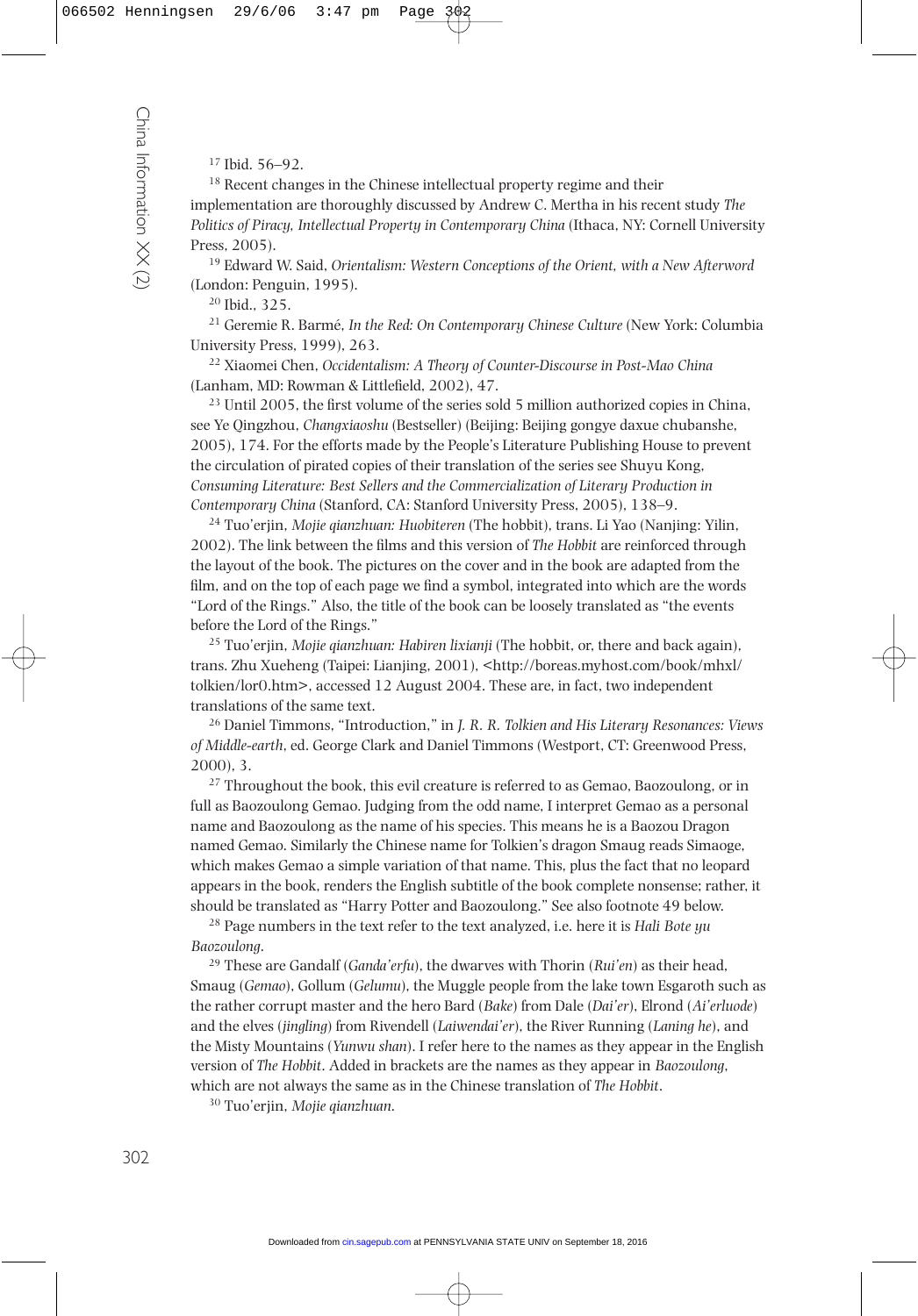[17] Ibid. 56–92.

[18] Recent changes in the Chinese intellectual property regime and their implementation are thoroughly discussed by Andrew C. Mertha in his recent study *The Politics of Piracy, Intellectual Property in Contemporary China* (Ithaca, NY: Cornell University Press, 2005).

[19] Edward W. Said, *Orientalism: Western Conceptions of the Orient, with a New Afterword* (London: Penguin, 1995).

[20] Ibid., 325.

[21] Geremie R. Barmé, *In the Red: On Contemporary Chinese Culture* (New York: Columbia University Press, 1999), 263.

[22] Xiaomei Chen, *Occidentalism: A Theory of Counter-Discourse in Post-Mao China* (Lanham, MD: Rowman & Littlefield, 2002), 47.

[23] Until 2005, the first volume of the series sold 5 million authorized copies in China, see Ye Qingzhou, *Changxiaoshu* (Bestseller) (Beijing: Beijing gongye daxue chubanshe, 2005), 174. For the efforts made by the People's Literature Publishing House to prevent the circulation of pirated copies of their translation of the series see Shuyu Kong, *Consuming Literature: Best Sellers and the Commercialization of Literary Production in Contemporary China* (Stanford, CA: Stanford University Press, 2005), 138–9.

[24] Tuo'erjin, *Mojie qianzhuan: Huobiteren* (The hobbit), trans. Li Yao (Nanjing: Yilin, 2002). The link between the films and this version of *The Hobbit* are reinforced through the layout of the book. The pictures on the cover and in the book are adapted from the film, and on the top of each page we find a symbol, integrated into which are the words "Lord of the Rings." Also, the title of the book can be loosely translated as "the events before the Lord of the Rings."

[25] Tuo'erjin, *Mojie qianzhuan: Habiren lixianji* (The hobbit, or, there and back again), trans. Zhu Xueheng (Taipei: Lianjing, 2001), <http://boreas.myhost.com/book/mhxl/tolkien/lor0.htm>, accessed 12 August 2004. These are, in fact, two independent translations of the same text.

[26] Daniel Timmons, "Introduction," in *J. R. R. Tolkien and His Literary Resonances: Views of Middle-earth*, ed. George Clark and Daniel Timmons (Westport, CT: Greenwood Press, 2000), 3.

[27] Throughout the book, this evil creature is referred to as Gemao, Baozoulong, or in full as Baozoulong Gemao. Judging from the odd name, I interpret Gemao as a personal name and Baozoulong as the name of his species. This means he is a Baozou Dragon named Gemao. Similarly the Chinese name for Tolkien's dragon Smaug reads Simaoge, which makes Gemao a simple variation of that name. This, plus the fact that no leopard appears in the book, renders the English subtitle of the book complete nonsense; rather, it should be translated as "Harry Potter and Baozoulong." See also footnote 49 below.

[28] Page numbers in the text refer to the text analyzed, i.e. here it is *Hali Bote yu Baozoulong*.

[29] These are Gandalf (*Ganda'erfu*), the dwarves with Thorin (*Rui'en*) as their head, Smaug (*Gemao*), Gollum (*Gelumu*), the Muggle people from the lake town Esgaroth such as the rather corrupt master and the hero Bard (*Bake*) from Dale (*Dai'er*), Elrond (*Ai'erluode*) and the elves (*jingling*) from Rivendell (*Laiwendai'er*), the River Running (*Laning he*), and the Misty Mountains (*Yunwu shan*). I refer here to the names as they appear in the English version of *The Hobbit*. Added in brackets are the names as they appear in *Baozoulong*, which are not always the same as in the Chinese translation of *The Hobbit*.

[30] Tuo'erjin, *Mojie qianzhuan*.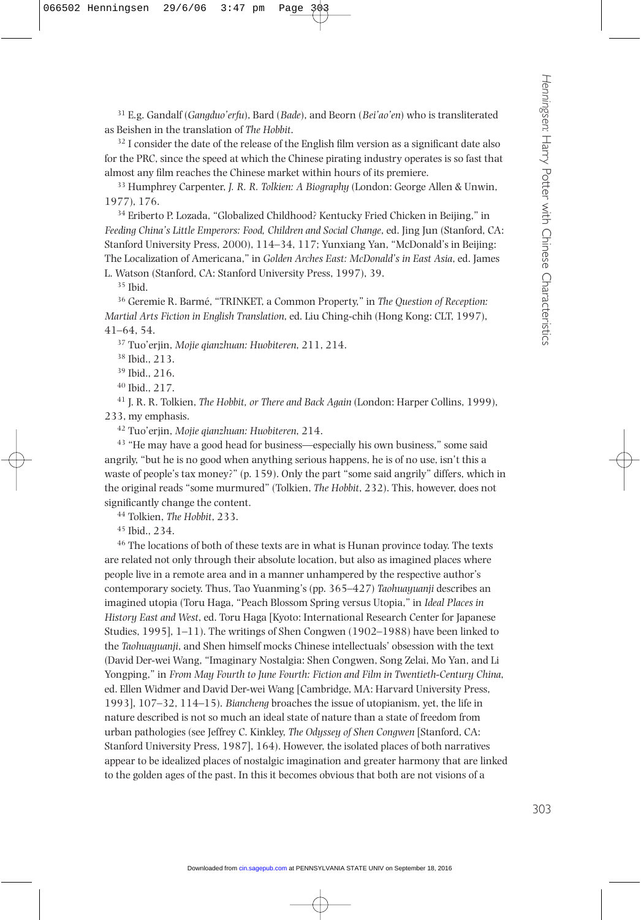[31] E.g. Gandalf (*Gangduo'erfu*), Bard (*Bade*), and Beorn (*Bei'ao'en*) who is transliterated as Beishen in the translation of *The Hobbit*.

[32] I consider the date of the release of the English film version as a significant date also for the PRC, since the speed at which the Chinese pirating industry operates is so fast that almost any film reaches the Chinese market within hours of its premiere.

[33] Humphrey Carpenter, *J. R. R. Tolkien: A Biography* (London: George Allen & Unwin, 1977), 176.

[34] Eriberto P. Lozada, "Globalized Childhood? Kentucky Fried Chicken in Beijing," in *Feeding China's Little Emperors: Food, Children and Social Change*, ed. Jing Jun (Stanford, CA: Stanford University Press, 2000), 114–34, 117; Yunxiang Yan, "McDonald's in Beijing: The Localization of Americana," in *Golden Arches East: McDonald's in East Asia*, ed. James L. Watson (Stanford, CA: Stanford University Press, 1997), 39.

[35] Ibid.

[36] Geremie R. Barmé, "TRINKET, a Common Property," in *The Question of Reception: Martial Arts Fiction in English Translation*, ed. Liu Ching-chih (Hong Kong: CLT, 1997), 41–64, 54.

[37] Tuo'erjin, *Mojie qianzhuan: Huobiteren*, 211, 214.

[38] Ibid., 213.

[39] Ibid., 216.

[40] Ibid., 217.

[41] J. R. R. Tolkien, *The Hobbit, or There and Back Again* (London: Harper Collins, 1999), 233, my emphasis.

[42] Tuo'erjin, *Mojie qianzhuan: Huobiteren*, 214.

[43] "He may have a good head for business—especially his own business," some said angrily, "but he is no good when anything serious happens, he is of no use, isn't this a waste of people's tax money?" (p. 159). Only the part "some said angrily" differs, which in the original reads "some murmured" (Tolkien, *The Hobbit*, 232). This, however, does not significantly change the content.

[44] Tolkien, *The Hobbit*, 233.

[45] Ibid., 234.

[46] The locations of both of these texts are in what is Hunan province today. The texts are related not only through their absolute location, but also as imagined places where people live in a remote area and in a manner unhampered by the respective author's contemporary society. Thus, Tao Yuanming's (pp. 365–427) *Taohuayuanji* describes an imagined utopia (Toru Haga, "Peach Blossom Spring versus Utopia," in *Ideal Places in History East and West*, ed. Toru Haga [Kyoto: International Research Center for Japanese Studies, 1995], 1–11). The writings of Shen Congwen (1902–1988) have been linked to the *Taohuayuanji*, and Shen himself mocks Chinese intellectuals' obsession with the text (David Der-wei Wang, "Imaginary Nostalgia: Shen Congwen, Song Zelai, Mo Yan, and Li Yongping," in *From May Fourth to June Fourth: Fiction and Film in Twentieth-Century China*, ed. Ellen Widmer and David Der-wei Wang [Cambridge, MA: Harvard University Press, 1993], 107–32, 114–15). *Biancheng* broaches the issue of utopianism, yet, the life in nature described is not so much an ideal state of nature than a state of freedom from urban pathologies (see Jeffrey C. Kinkley, *The Odyssey of Shen Congwen* [Stanford, CA: Stanford University Press, 1987], 164). However, the isolated places of both narratives appear to be idealized places of nostalgic imagination and greater harmony that are linked to the golden ages of the past. In this it becomes obvious that both are not visions of a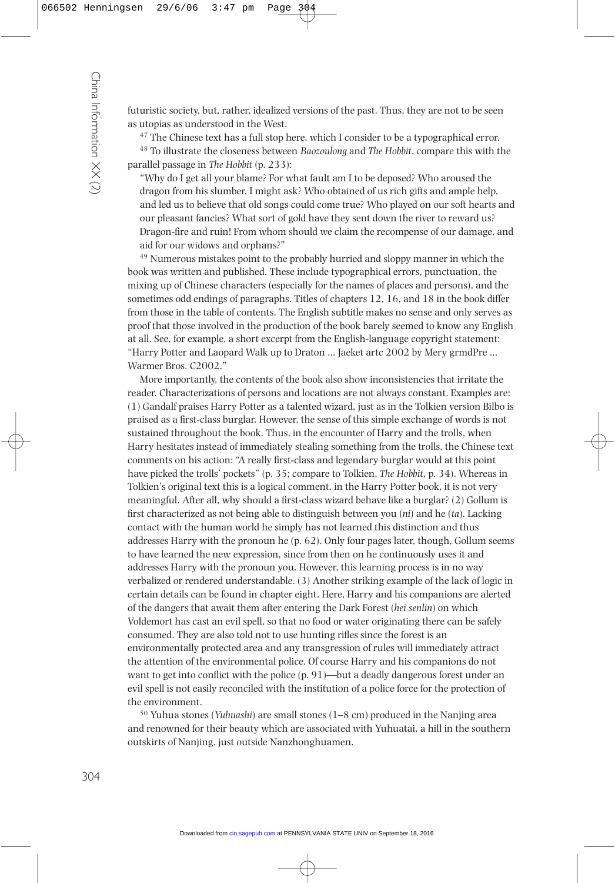futuristic society, but, rather, idealized versions of the past. Thus, they are not to be seen as utopias as understood in the West.

[47] The Chinese text has a full stop here, which I consider to be a typographical error.

[48] To illustrate the closeness between *Baozoulong* and *The Hobbit*, compare this with the parallel passage in *The Hobbit* (p. 233):

> "Why do I get all your blame? For what fault am I to be deposed? Who aroused the dragon from his slumber, I might ask? Who obtained of us rich gifts and ample help, and led us to believe that old songs could come true? Who played on our soft hearts and our pleasant fancies? What sort of gold have they sent down the river to reward us? Dragon-fire and ruin! From whom should we claim the recompense of our damage, and aid for our widows and orphans?"

[49] Numerous mistakes point to the probably hurried and sloppy manner in which the book was written and published. These include typographical errors, punctuation, the mixing up of Chinese characters (especially for the names of places and persons), and the sometimes odd endings of paragraphs. Titles of chapters 12, 16, and 18 in the book differ from those in the table of contents. The English subtitle makes no sense and only serves as proof that those involved in the production of the book barely seemed to know any English at all. See, for example, a short excerpt from the English-language copyright statement: "Harry Potter and Laopard Walk up to Draton ... Jaeket artc 2002 by Mery grmdPre ... Warmer Bros. C2002."

More importantly, the contents of the book also show inconsistencies that irritate the reader. Characterizations of persons and locations are not always constant. Examples are: (1) Gandalf praises Harry Potter as a talented wizard, just as in the Tolkien version Bilbo is praised as a first-class burglar. However, the sense of this simple exchange of words is not sustained throughout the book. Thus, in the encounter of Harry and the trolls, when Harry hesitates instead of immediately stealing something from the trolls, the Chinese text comments on his action: "A really first-class and legendary burglar would at this point have picked the trolls' pockets" (p. 35; compare to Tolkien, *The Hobbit*, p. 34). Whereas in Tolkien's original text this is a logical comment, in the Harry Potter book, it is not very meaningful. After all, why should a first-class wizard behave like a burglar? (2) Gollum is first characterized as not being able to distinguish between you (*ni*) and he (*ta*). Lacking contact with the human world he simply has not learned this distinction and thus addresses Harry with the pronoun he (p. 62). Only four pages later, though, Gollum seems to have learned the new expression, since from then on he continuously uses it and addresses Harry with the pronoun you. However, this learning process is in no way verbalized or rendered understandable. (3) Another striking example of the lack of logic in certain details can be found in chapter eight. Here, Harry and his companions are alerted of the dangers that await them after entering the Dark Forest (*hei senlin*) on which Voldemort has cast an evil spell, so that no food or water originating there can be safely consumed. They are also told not to use hunting rifles since the forest is an environmentally protected area and any transgression of rules will immediately attract the attention of the environmental police. Of course Harry and his companions do not want to get into conflict with the police (p. 91)—but a deadly dangerous forest under an evil spell is not easily reconciled with the institution of a police force for the protection of the environment.

[50] Yuhua stones (*Yuhuashi*) are small stones (1–8 cm) produced in the Nanjing area and renowned for their beauty which are associated with Yuhuatai, a hill in the southern outskirts of Nanjing, just outside Nanzhonghuamen.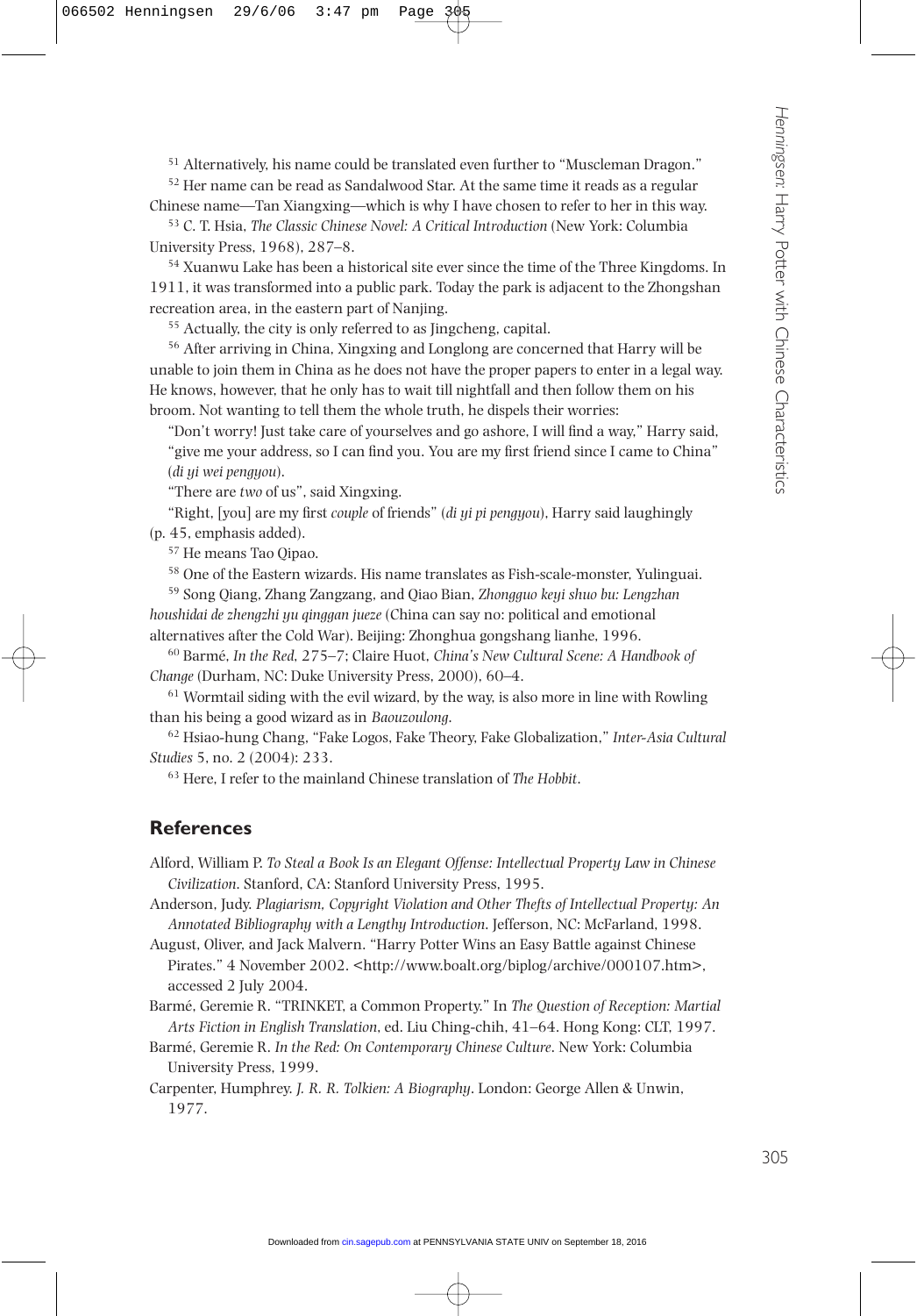[51] Alternatively, his name could be translated even further to "Muscleman Dragon."

[52] Her name can be read as Sandalwood Star. At the same time it reads as a regular Chinese name—Tan Xiangxing—which is why I have chosen to refer to her in this way.

[53] C. T. Hsia, *The Classic Chinese Novel: A Critical Introduction* (New York: Columbia University Press, 1968), 287–8.

[54] Xuanwu Lake has been a historical site ever since the time of the Three Kingdoms. In 1911, it was transformed into a public park. Today the park is adjacent to the Zhongshan recreation area, in the eastern part of Nanjing.

[55] Actually, the city is only referred to as Jingcheng, capital.

[56] After arriving in China, Xingxing and Longlong are concerned that Harry will be unable to join them in China as he does not have the proper papers to enter in a legal way. He knows, however, that he only has to wait till nightfall and then follow them on his broom. Not wanting to tell them the whole truth, he dispels their worries:

"Don't worry! Just take care of yourselves and go ashore, I will find a way," Harry said, "give me your address, so I can find you. You are my first friend since I came to China" (*di yi wei pengyou*).

"There are *two* of us", said Xingxing.

"Right, [you] are my first *couple* of friends" (*di yi pi pengyou*), Harry said laughingly (p. 45, emphasis added).

[57] He means Tao Qipao.

[58] One of the Eastern wizards. His name translates as Fish-scale-monster, Yulinguai.

[59] Song Qiang, Zhang Zangzang, and Qiao Bian, *Zhongguo keyi shuo bu: Lengzhan houshidai de zhengzhi yu qinggan jueze* (China can say no: political and emotional alternatives after the Cold War). Beijing: Zhonghua gongshang lianhe, 1996.

[60] Barmé, *In the Red*, 275–7; Claire Huot, *China's New Cultural Scene: A Handbook of Change* (Durham, NC: Duke University Press, 2000), 60–4.

[61] Wormtail siding with the evil wizard, by the way, is also more in line with Rowling than his being a good wizard as in *Baouzoulong*.

[62] Hsiao-hung Chang, "Fake Logos, Fake Theory, Fake Globalization," *Inter-Asia Cultural Studies* 5, no. 2 (2004): 233.

[63] Here, I refer to the mainland Chinese translation of *The Hobbit*.

## References

Alford, William P. *To Steal a Book Is an Elegant Offense: Intellectual Property Law in Chinese Civilization*. Stanford, CA: Stanford University Press, 1995.

Anderson, Judy. *Plagiarism, Copyright Violation and Other Thefts of Intellectual Property: An Annotated Bibliography with a Lengthy Introduction*. Jefferson, NC: McFarland, 1998.

August, Oliver, and Jack Malvern. "Harry Potter Wins an Easy Battle against Chinese Pirates." 4 November 2002. <http://www.boalt.org/biplog/archive/000107.htm>, accessed 2 July 2004.

Barmé, Geremie R. "TRINKET, a Common Property." In *The Question of Reception: Martial Arts Fiction in English Translation*, ed. Liu Ching-chih, 41–64. Hong Kong: CLT, 1997.

Barmé, Geremie R. *In the Red: On Contemporary Chinese Culture*. New York: Columbia University Press, 1999.

Carpenter, Humphrey. *J. R. R. Tolkien: A Biography*. London: George Allen & Unwin, 1977.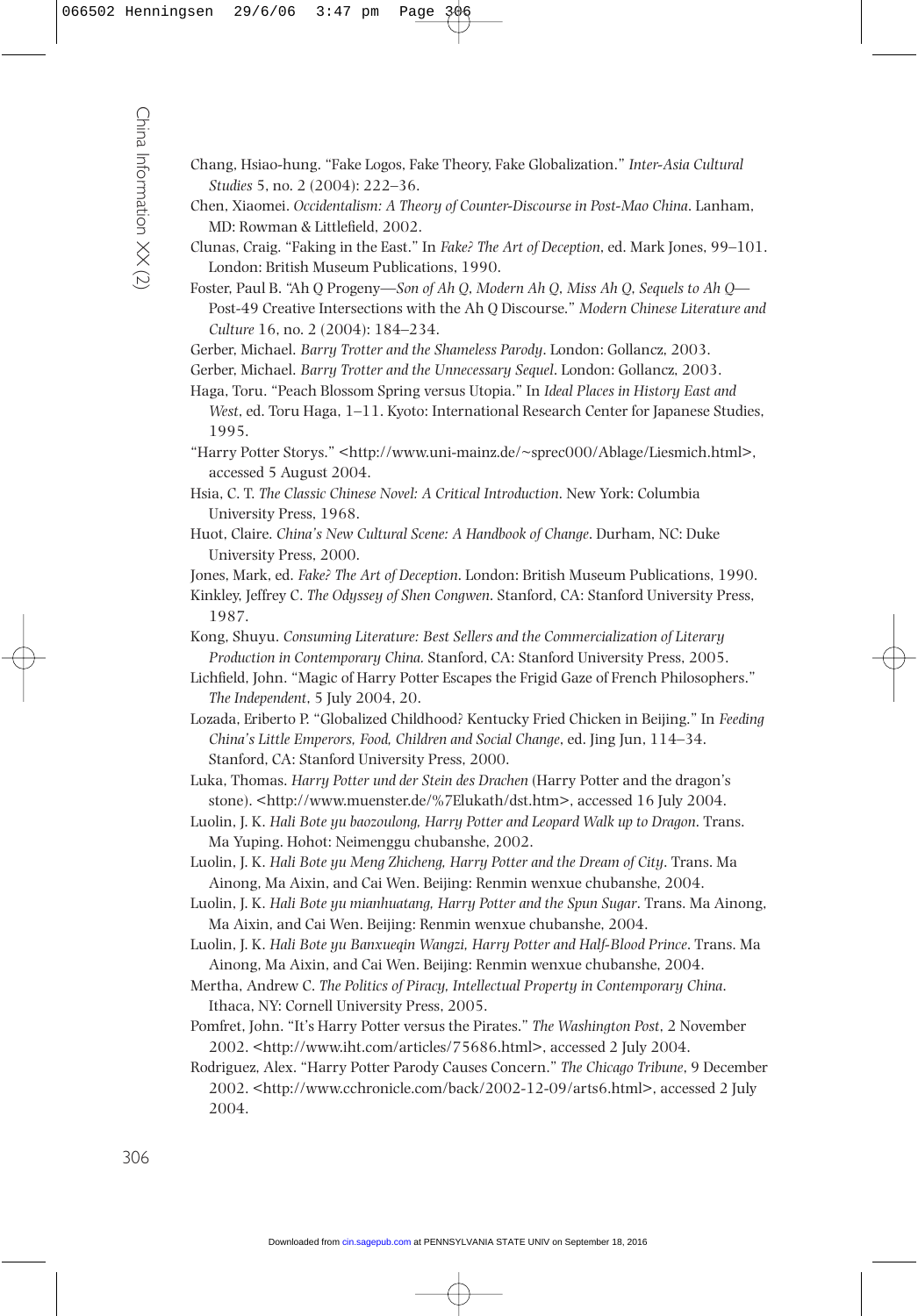Chang, Hsiao-hung. "Fake Logos, Fake Theory, Fake Globalization." *Inter-Asia Cultural Studies* 5, no. 2 (2004): 222–36.

Chen, Xiaomei. *Occidentalism: A Theory of Counter-Discourse in Post-Mao China*. Lanham, MD: Rowman & Littlefield, 2002.

Clunas, Craig. "Faking in the East." In *Fake? The Art of Deception*, ed. Mark Jones, 99–101. London: British Museum Publications, 1990.

Foster, Paul B. "Ah Q Progeny—*Son of Ah Q, Modern Ah Q, Miss Ah Q, Sequels to Ah Q*—Post-49 Creative Intersections with the Ah Q Discourse." *Modern Chinese Literature and Culture* 16, no. 2 (2004): 184–234.

Gerber, Michael. *Barry Trotter and the Shameless Parody*. London: Gollancz, 2003.

Gerber, Michael. *Barry Trotter and the Unnecessary Sequel*. London: Gollancz, 2003.

Haga, Toru. "Peach Blossom Spring versus Utopia." In *Ideal Places in History East and West*, ed. Toru Haga, 1–11. Kyoto: International Research Center for Japanese Studies, 1995.

"Harry Potter Storys." <http://www.uni-mainz.de/~sprec000/Ablage/Liesmich.html>, accessed 5 August 2004.

Hsia, C. T. *The Classic Chinese Novel: A Critical Introduction*. New York: Columbia University Press, 1968.

Huot, Claire. *China's New Cultural Scene: A Handbook of Change*. Durham, NC: Duke University Press, 2000.

Jones, Mark, ed. *Fake? The Art of Deception*. London: British Museum Publications, 1990.

Kinkley, Jeffrey C. *The Odyssey of Shen Congwen*. Stanford, CA: Stanford University Press, 1987.

Kong, Shuyu. *Consuming Literature: Best Sellers and the Commercialization of Literary Production in Contemporary China*. Stanford, CA: Stanford University Press, 2005.

Lichfield, John. "Magic of Harry Potter Escapes the Frigid Gaze of French Philosophers." *The Independent*, 5 July 2004, 20.

Lozada, Eriberto P. "Globalized Childhood? Kentucky Fried Chicken in Beijing." In *Feeding China's Little Emperors, Food, Children and Social Change*, ed. Jing Jun, 114–34. Stanford, CA: Stanford University Press, 2000.

Luka, Thomas. *Harry Potter und der Stein des Drachen* (Harry Potter and the dragon's stone). <http://www.muenster.de/%7Elukath/dst.htm>, accessed 16 July 2004.

Luolin, J. K. *Hali Bote yu baozoulong, Harry Potter and Leopard Walk up to Dragon*. Trans. Ma Yuping. Hohot: Neimenggu chubanshe, 2002.

Luolin, J. K. *Hali Bote yu Meng Zhicheng, Harry Potter and the Dream of City*. Trans. Ma Ainong, Ma Aixin, and Cai Wen. Beijing: Renmin wenxue chubanshe, 2004.

Luolin, J. K. *Hali Bote yu mianhuatang, Harry Potter and the Spun Sugar*. Trans. Ma Ainong, Ma Aixin, and Cai Wen. Beijing: Renmin wenxue chubanshe, 2004.

Luolin, J. K. *Hali Bote yu Banxueqin Wangzi, Harry Potter and Half-Blood Prince*. Trans. Ma Ainong, Ma Aixin, and Cai Wen. Beijing: Renmin wenxue chubanshe, 2004.

Mertha, Andrew C. *The Politics of Piracy, Intellectual Property in Contemporary China*. Ithaca, NY: Cornell University Press, 2005.

Pomfret, John. "It's Harry Potter versus the Pirates." *The Washington Post*, 2 November 2002. <http://www.iht.com/articles/75686.html>, accessed 2 July 2004.

Rodriguez, Alex. "Harry Potter Parody Causes Concern." *The Chicago Tribune*, 9 December 2002. <http://www.cchronicle.com/back/2002-12-09/arts6.html>, accessed 2 July 2004.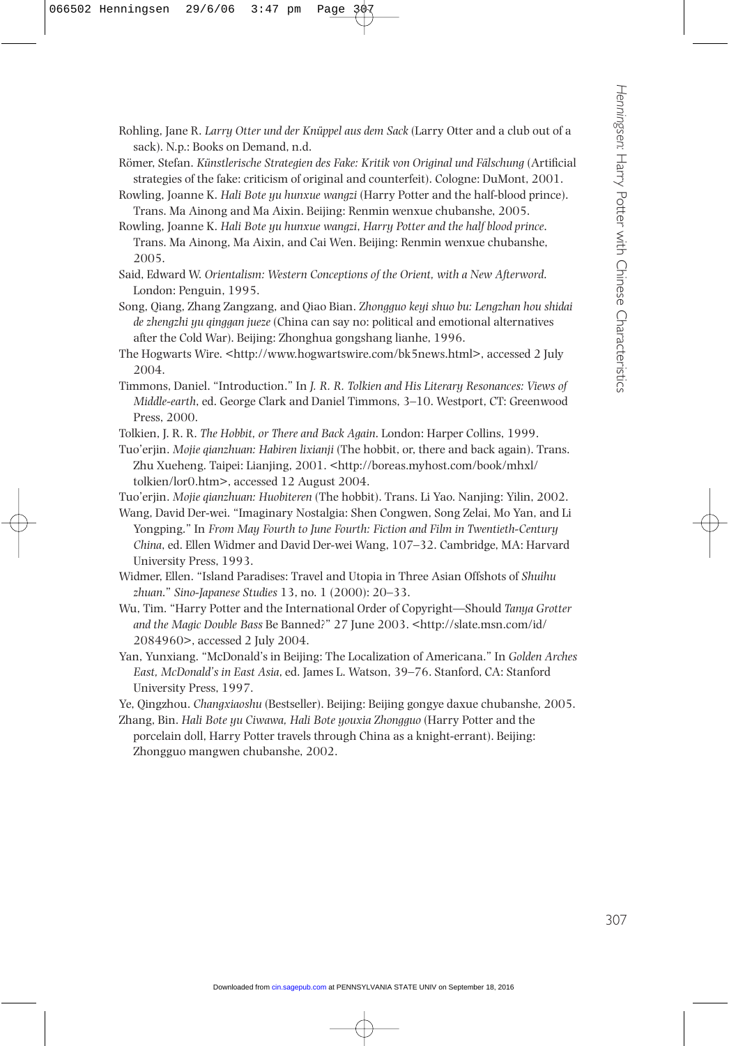Rohling, Jane R. *Larry Otter und der Knüppel aus dem Sack* (Larry Otter and a club out of a sack). N.p.: Books on Demand, n.d.

Römer, Stefan. *Künstlerische Strategien des Fake: Kritik von Original und Fälschung* (Artificial strategies of the fake: criticism of original and counterfeit). Cologne: DuMont, 2001.

Rowling, Joanne K. *Hali Bote yu hunxue wangzi* (Harry Potter and the half-blood prince). Trans. Ma Ainong and Ma Aixin. Beijing: Renmin wenxue chubanshe, 2005.

Rowling, Joanne K. *Hali Bote yu hunxue wangzi*, *Harry Potter and the half blood prince*. Trans. Ma Ainong, Ma Aixin, and Cai Wen. Beijing: Renmin wenxue chubanshe, 2005.

Said, Edward W. *Orientalism: Western Conceptions of the Orient, with a New Afterword*. London: Penguin, 1995.

Song, Qiang, Zhang Zangzang, and Qiao Bian. *Zhongguo keyi shuo bu: Lengzhan hou shidai de zhengzhi yu qinggan jueze* (China can say no: political and emotional alternatives after the Cold War). Beijing: Zhonghua gongshang lianhe, 1996.

The Hogwarts Wire. <http://www.hogwartswire.com/bk5news.html>, accessed 2 July 2004.

Timmons, Daniel. "Introduction." In *J. R. R. Tolkien and His Literary Resonances: Views of Middle-earth*, ed. George Clark and Daniel Timmons, 3–10. Westport, CT: Greenwood Press, 2000.

Tolkien, J. R. R. *The Hobbit, or There and Back Again*. London: Harper Collins, 1999.

Tuo'erjin. *Mojie qianzhuan: Habiren lixianji* (The hobbit, or, there and back again). Trans. Zhu Xueheng. Taipei: Lianjing, 2001. <http://boreas.myhost.com/book/mhxl/tolkien/lor0.htm>, accessed 12 August 2004.

Tuo'erjin. *Mojie qianzhuan: Huobiteren* (The hobbit). Trans. Li Yao. Nanjing: Yilin, 2002.

Wang, David Der-wei. "Imaginary Nostalgia: Shen Congwen, Song Zelai, Mo Yan, and Li Yongping." In *From May Fourth to June Fourth: Fiction and Film in Twentieth-Century China*, ed. Ellen Widmer and David Der-wei Wang, 107–32. Cambridge, MA: Harvard University Press, 1993.

Widmer, Ellen. "Island Paradises: Travel and Utopia in Three Asian Offshots of *Shuihu zhuan*." *Sino-Japanese Studies* 13, no. 1 (2000): 20–33.

Wu, Tim. "Harry Potter and the International Order of Copyright—Should *Tanya Grotter and the Magic Double Bass* Be Banned?" 27 June 2003. <http://slate.msn.com/id/2084960>, accessed 2 July 2004.

Yan, Yunxiang. "McDonald's in Beijing: The Localization of Americana." In *Golden Arches East, McDonald's in East Asia*, ed. James L. Watson, 39–76. Stanford, CA: Stanford University Press, 1997.

Ye, Qingzhou. *Changxiaoshu* (Bestseller). Beijing: Beijing gongye daxue chubanshe, 2005.

Zhang, Bin. *Hali Bote yu Ciwawa, Hali Bote youxia Zhongguo* (Harry Potter and the porcelain doll, Harry Potter travels through China as a knight-errant). Beijing: Zhongguo mangwen chubanshe, 2002.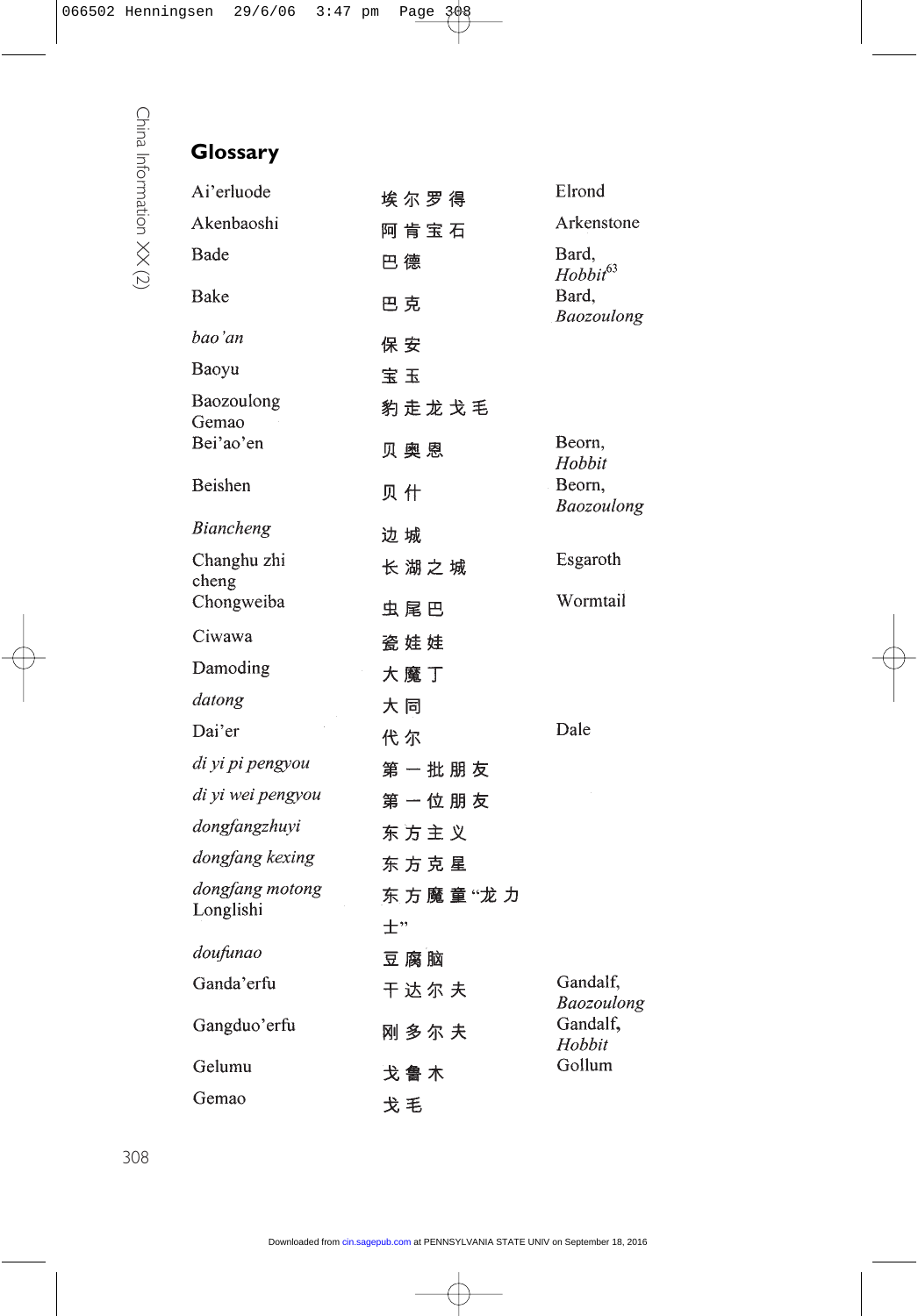## Glossary

| | | |
|---|---|---|
| Ai'erluode | 埃尔罗得 | Elrond |
| Akenbaoshi | 阿肯宝石 | Arkenstone |
| Bade | 巴德 | Bard, *Hobbit*[63] |
| Bake | 巴克 | Bard, *Baozoulong* |
| *bao'an* | 保安 | |
| Baoyu | 宝玉 | |
| Baozoulong Gemao | 豹走龙戈毛 | |
| Bei'ao'en | 贝奥恩 | Beorn, *Hobbit* |
| Beishen | 贝什 | Beorn, *Baozoulong* |
| *Biancheng* | 边城 | |
| Changhu zhi cheng | 长湖之城 | Esgaroth |
| Chongweiba | 虫尾巴 | Wormtail |
| Ciwawa | 瓷娃娃 | |
| Damoding | 大魔丁 | |
| *datong* | 大同 | |
| Dai'er | 代尔 | Dale |
| *di yi pi pengyou* | 第一批朋友 | |
| *di yi wei pengyou* | 第一位朋友 | |
| *dongfangzhuyi* | 东方主义 | |
| *dongfang kexing* | 东方克星 | |
| *dongfang motong* Longlishi | 东方魔童"龙力士" | |
| *doufunao* | 豆腐脑 | |
| Ganda'erfu | 干达尔夫 | Gandalf, *Baozoulong* |
| Gangduo'erfu | 刚多尔夫 | Gandalf, *Hobbit* |
| Gelumu | 戈鲁木 | Gollum |
| Gemao | 戈毛 | |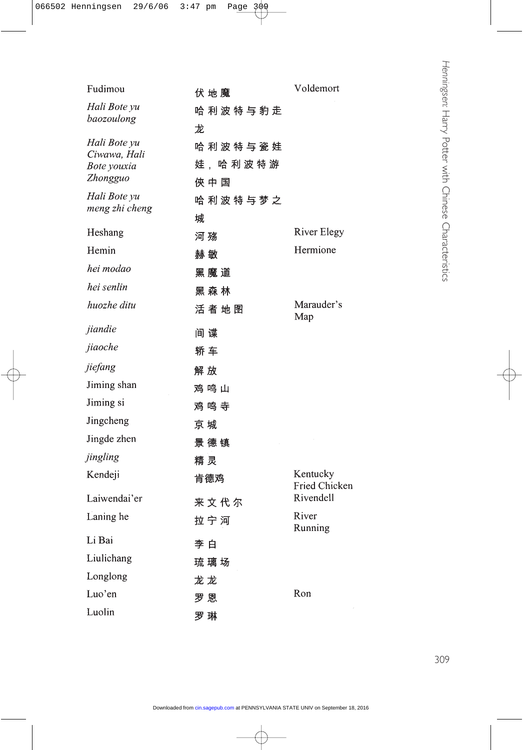| | | |
|---|---|---|
| Fudimou | 伏地魔 | Voldemort |
| *Hali Bote yu baozoulong* | 哈利波特与豹走龙 | |
| *Hali Bote yu Ciwawa, Hali Bote youxia Zhongguo* | 哈利波特与瓷娃娃，哈利波特游侠中国 | |
| *Hali Bote yu meng zhi cheng* | 哈利波特与梦之城 | |
| Heshang | 河殇 | River Elegy |
| Hemin | 赫敏 | Hermione |
| *hei modao* | 黑魔道 | |
| *hei senlin* | 黑森林 | |
| *huozhe ditu* | 活者地图 | Marauder's Map |
| *jiandie* | 间谍 | |
| *jiaoche* | 轿车 | |
| *jiefang* | 解放 | |
| Jiming shan | 鸡鸣山 | |
| Jiming si | 鸡鸣寺 | |
| Jingcheng | 京城 | |
| Jingde zhen | 景德镇 | |
| *jingling* | 精灵 | |
| Kendeji | 肯德鸡 | Kentucky Fried Chicken |
| Laiwendai'er | 来文代尔 | Rivendell |
| Laning he | 拉宁河 | River Running |
| Li Bai | 李白 | |
| Liulichang | 琉璃场 | |
| Longlong | 龙龙 | |
| Luo'en | 罗恩 | Ron |
| Luolin | 罗琳 | |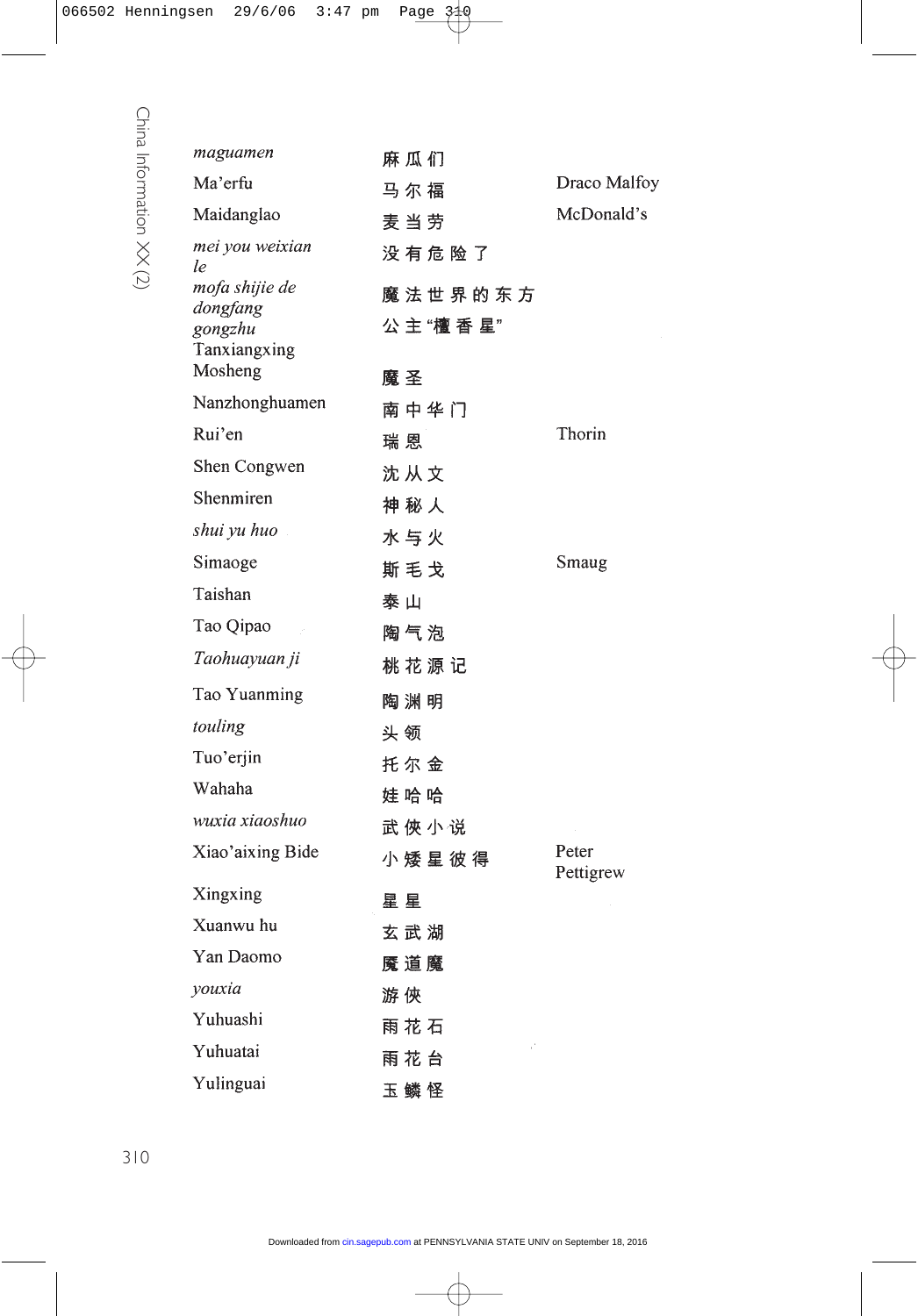| | | |
|---|---|---|
| *maguamen* | 麻瓜们 | |
| Ma'erfu | 马尔福 | Draco Malfoy |
| Maidanglao | 麦当劳 | McDonald's |
| *mei you weixian le* | 没有危险了 | |
| *mofa shijie de dongfang gongzhu* Tanxiangxing | 魔法世界的东方公主"檀香星" | |
| Mosheng | 魔圣 | |
| Nanzhonghuamen | 南中华门 | |
| Rui'en | 瑞恩 | Thorin |
| Shen Congwen | 沈从文 | |
| Shenmiren | 神秘人 | |
| *shui yu huo* | 水与火 | |
| Simaoge | 斯毛戈 | Smaug |
| Taishan | 泰山 | |
| Tao Qipao | 陶气泡 | |
| *Taohuayuan ji* | 桃花源记 | |
| Tao Yuanming | 陶渊明 | |
| *touling* | 头领 | |
| Tuo'erjin | 托尔金 | |
| Wahaha | 娃哈哈 | |
| *wuxia xiaoshuo* | 武侠小说 | |
| Xiao'aixing Bide | 小矮星彼得 | Peter Pettigrew |
| Xingxing | 星星 | |
| Xuanwu hu | 玄武湖 | |
| Yan Daomo | 魇道魔 | |
| *youxia* | 游侠 | |
| Yuhuashi | 雨花石 | |
| Yuhuatai | 雨花台 | |
| Yulinguai | 玉鳞怪 | |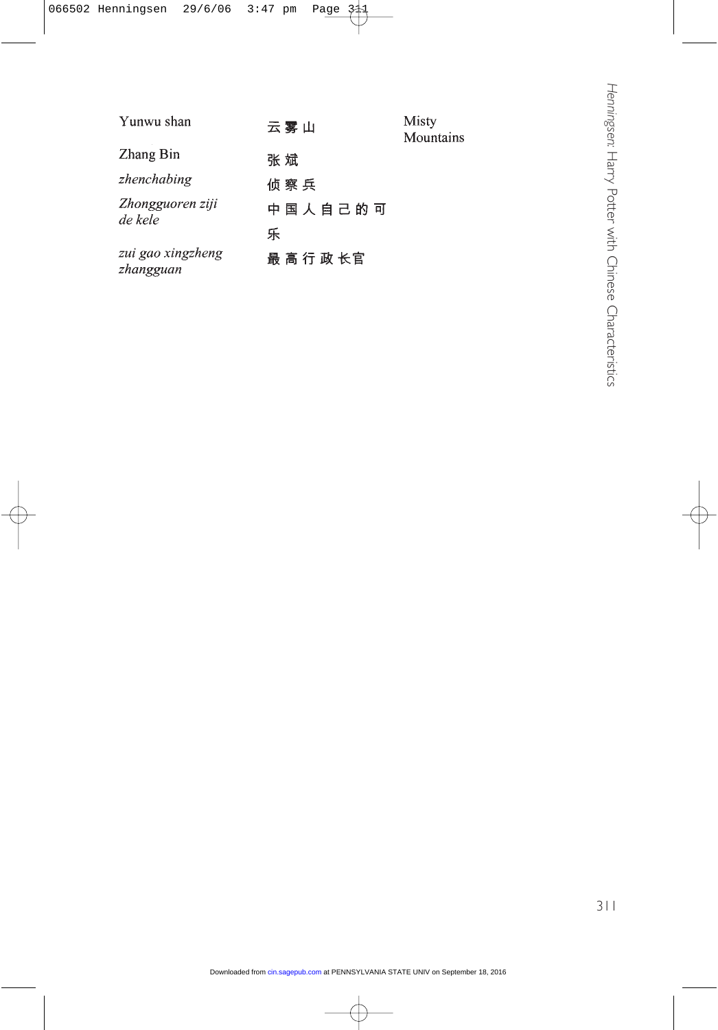| | | |
|---|---|---|
| Yunwu shan | 云雾山 | Misty Mountains |
| Zhang Bin | 张斌 | |
| *zhenchabing* | 侦察兵 | |
| *Zhongguoren ziji de kele* | 中国人自己的可乐 | |
| *zui gao xingzheng zhangguan* | 最高行政长官 | |